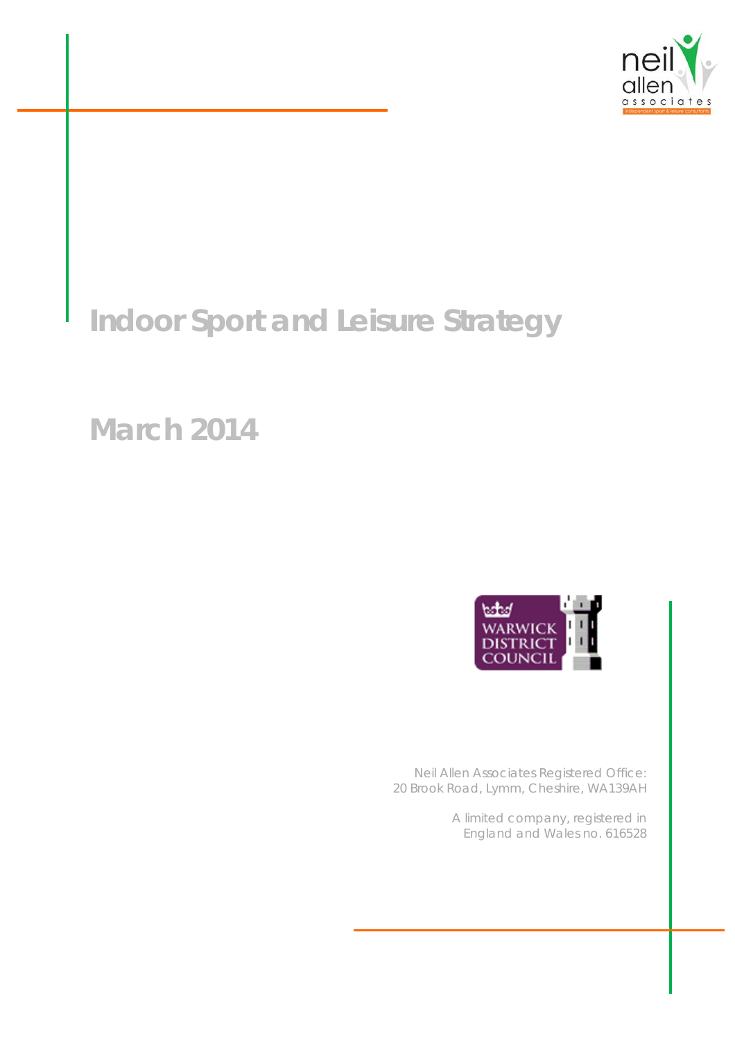# Indoor Sport and Leisure Strategy

## March 2014

Neil Allen Associates Registered Office:
20 Brook Road, Lymm, Cheshire, WA139AH

A limited company, registered in
England and Wales no. 616528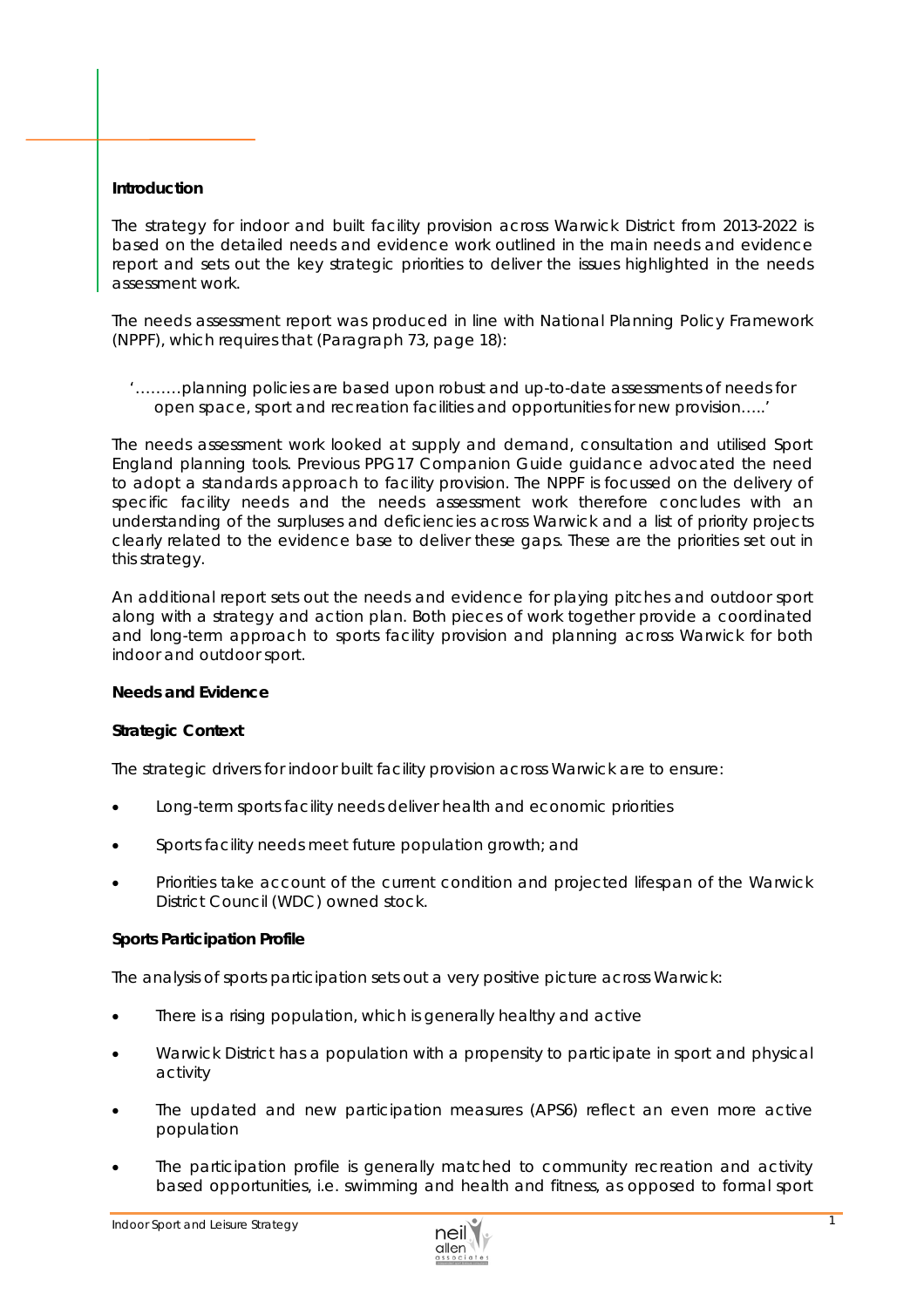## Introduction

The strategy for indoor and built facility provision across Warwick District from 2013-2022 is based on the detailed needs and evidence work outlined in the main needs and evidence report and sets out the key strategic priorities to deliver the issues highlighted in the needs assessment work.

The needs assessment report was produced in line with National Planning Policy Framework (NPPF), which requires that (Paragraph 73, page 18):

> '………planning policies are based upon robust and up-to-date assessments of needs for open space, sport and recreation facilities and opportunities for new provision…..'

The needs assessment work looked at supply and demand, consultation and utilised Sport England planning tools. Previous PPG17 Companion Guide guidance advocated the need to adopt a standards approach to facility provision. The NPPF is focussed on the delivery of specific facility needs and the needs assessment work therefore concludes with an understanding of the surpluses and deficiencies across Warwick and a list of priority projects clearly related to the evidence base to deliver these gaps. These are the priorities set out in this strategy.

An additional report sets out the needs and evidence for playing pitches and outdoor sport along with a strategy and action plan. Both pieces of work together provide a coordinated and long-term approach to sports facility provision and planning across Warwick for both indoor and outdoor sport.

## Needs and Evidence

### Strategic Context

The strategic drivers for indoor built facility provision across Warwick are to ensure:

- Long-term sports facility needs deliver health and economic priorities
- Sports facility needs meet future population growth; and
- Priorities take account of the current condition and projected lifespan of the Warwick District Council (WDC) owned stock.

### Sports Participation Profile

The analysis of sports participation sets out a very positive picture across Warwick:

- There is a rising population, which is generally healthy and active
- Warwick District has a population with a propensity to participate in sport and physical activity
- The updated and new participation measures (APS6) reflect an even more active population
- The participation profile is generally matched to community recreation and activity based opportunities, i.e. swimming and health and fitness, as opposed to formal sport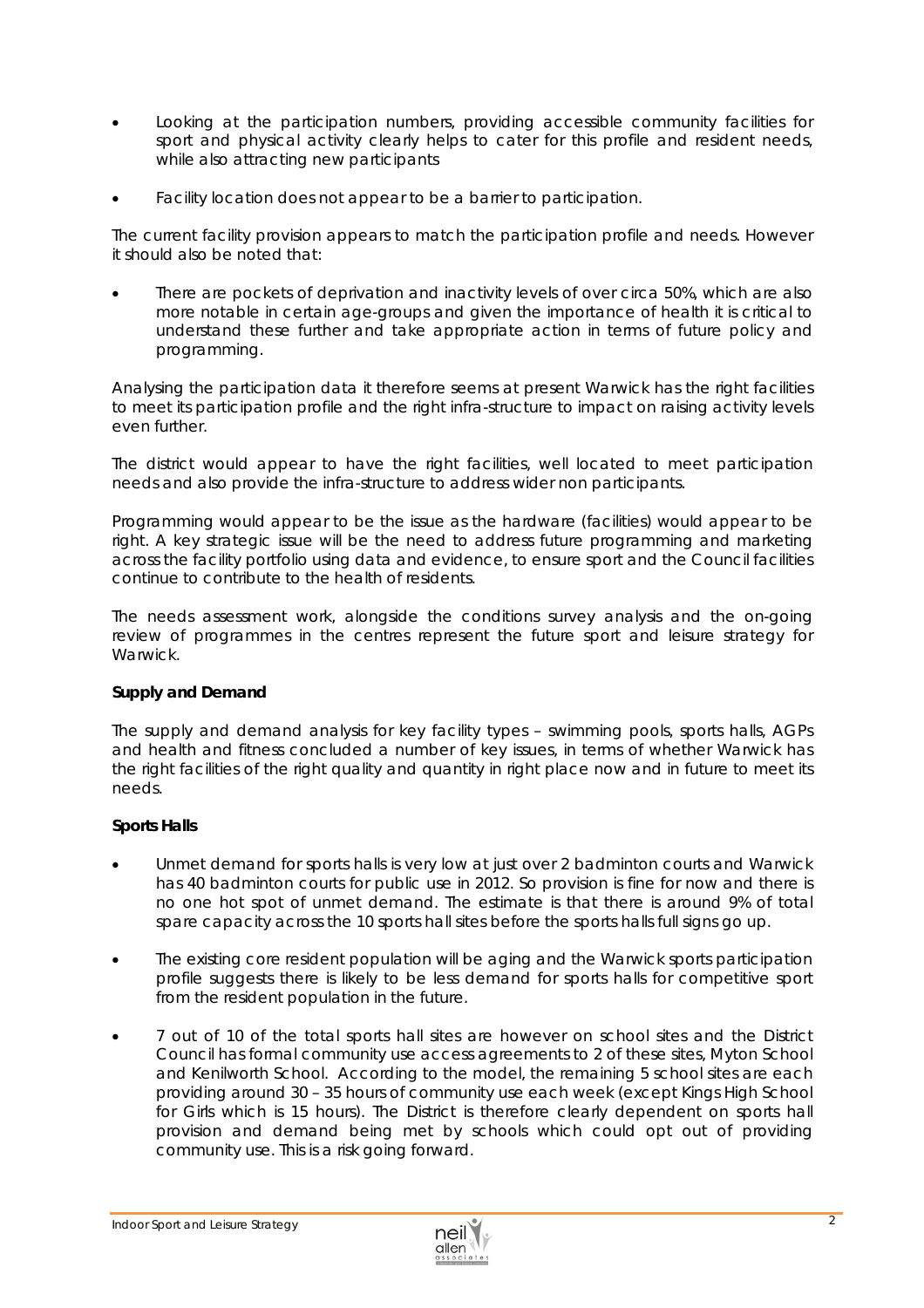- Looking at the participation numbers, providing accessible community facilities for sport and physical activity clearly helps to cater for this profile and resident needs, while also attracting new participants

- Facility location does not appear to be a barrier to participation.

The current facility provision appears to match the participation profile and needs. However it should also be noted that:

- There are pockets of deprivation and inactivity levels of over circa 50%, which are also more notable in certain age-groups and given the importance of health it is critical to understand these further and take appropriate action in terms of future policy and programming.

Analysing the participation data it therefore seems at present Warwick has the right facilities to meet its participation profile and the right infra-structure to impact on raising activity levels even further.

The district would appear to have the right facilities, well located to meet participation needs and also provide the infra-structure to address wider non participants.

Programming would appear to be the issue as the hardware (facilities) would appear to be right. A key strategic issue will be the need to address future programming and marketing across the facility portfolio using data and evidence, to ensure sport and the Council facilities continue to contribute to the health of residents.

The needs assessment work, alongside the conditions survey analysis and the on-going review of programmes in the centres represent the future sport and leisure strategy for Warwick.

**Supply and Demand**

The supply and demand analysis for key facility types – swimming pools, sports halls, AGPs and health and fitness concluded a number of key issues, in terms of whether Warwick has the right facilities of the right quality and quantity in right place now and in future to meet its needs.

**Sports Halls**

- Unmet demand for sports halls is very low at just over 2 badminton courts and Warwick has 40 badminton courts for public use in 2012. So provision is fine for now and there is no one hot spot of unmet demand. The estimate is that there is around 9% of total spare capacity across the 10 sports hall sites before the sports halls full signs go up.

- The existing core resident population will be aging and the Warwick sports participation profile suggests there is likely to be less demand for sports halls for competitive sport from the resident population in the future.

- 7 out of 10 of the total sports hall sites are however on school sites and the District Council has formal community use access agreements to 2 of these sites, Myton School and Kenilworth School. According to the model, the remaining 5 school sites are each providing around 30 – 35 hours of community use each week (except Kings High School for Girls which is 15 hours). The District is therefore clearly dependent on sports hall provision and demand being met by schools which could opt out of providing community use. This is a risk going forward.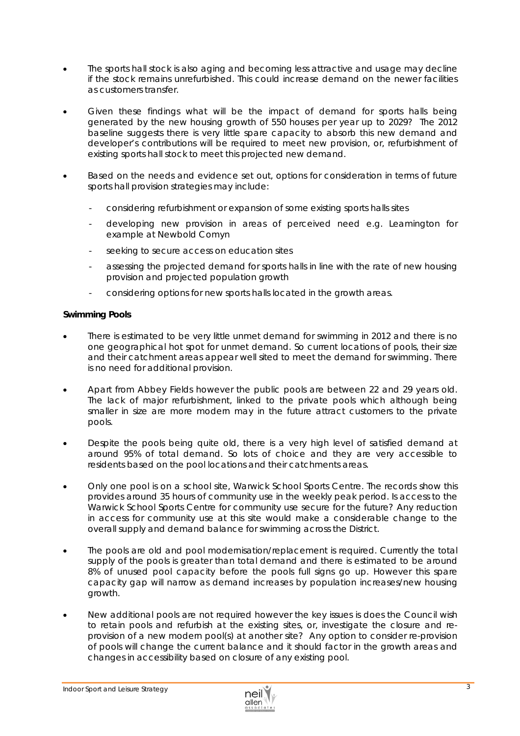- The sports hall stock is also aging and becoming less attractive and usage may decline if the stock remains unrefurbished. This could increase demand on the newer facilities as customers transfer.

- Given these findings what will be the impact of demand for sports halls being generated by the new housing growth of 550 houses per year up to 2029? The 2012 baseline suggests there is very little spare capacity to absorb this new demand and developer's contributions will be required to meet new provision, or, refurbishment of existing sports hall stock to meet this projected new demand.

- Based on the needs and evidence set out, options for consideration in terms of future sports hall provision strategies may include:
  - considering refurbishment or expansion of some existing sports halls sites
  - developing new provision in areas of perceived need e.g. Leamington for example at Newbold Comyn
  - seeking to secure access on education sites
  - assessing the projected demand for sports halls in line with the rate of new housing provision and projected population growth
  - considering options for new sports halls located in the growth areas.

**Swimming Pools**

- There is estimated to be very little unmet demand for swimming in 2012 and there is no one geographical hot spot for unmet demand. So current locations of pools, their size and their catchment areas appear well sited to meet the demand for swimming. There is no need for additional provision.

- Apart from Abbey Fields however the public pools are between 22 and 29 years old. The lack of major refurbishment, linked to the private pools which although being smaller in size are more modern may in the future attract customers to the private pools.

- Despite the pools being quite old, there is a very high level of satisfied demand at around 95% of total demand. So lots of choice and they are very accessible to residents based on the pool locations and their catchments areas.

- Only one pool is on a school site, Warwick School Sports Centre. The records show this provides around 35 hours of community use in the weekly peak period. Is access to the Warwick School Sports Centre for community use secure for the future? Any reduction in access for community use at this site would make a considerable change to the overall supply and demand balance for swimming across the District.

- The pools are old and pool modernisation/replacement is required. Currently the total supply of the pools is greater than total demand and there is estimated to be around 8% of unused pool capacity before the pools full signs go up. However this spare capacity gap will narrow as demand increases by population increases/new housing growth.

- New additional pools are not required however the key issues is does the Council wish to retain pools and refurbish at the existing sites, or, investigate the closure and re-provision of a new modern pool(s) at another site? Any option to consider re-provision of pools will change the current balance and it should factor in the growth areas and changes in accessibility based on closure of any existing pool.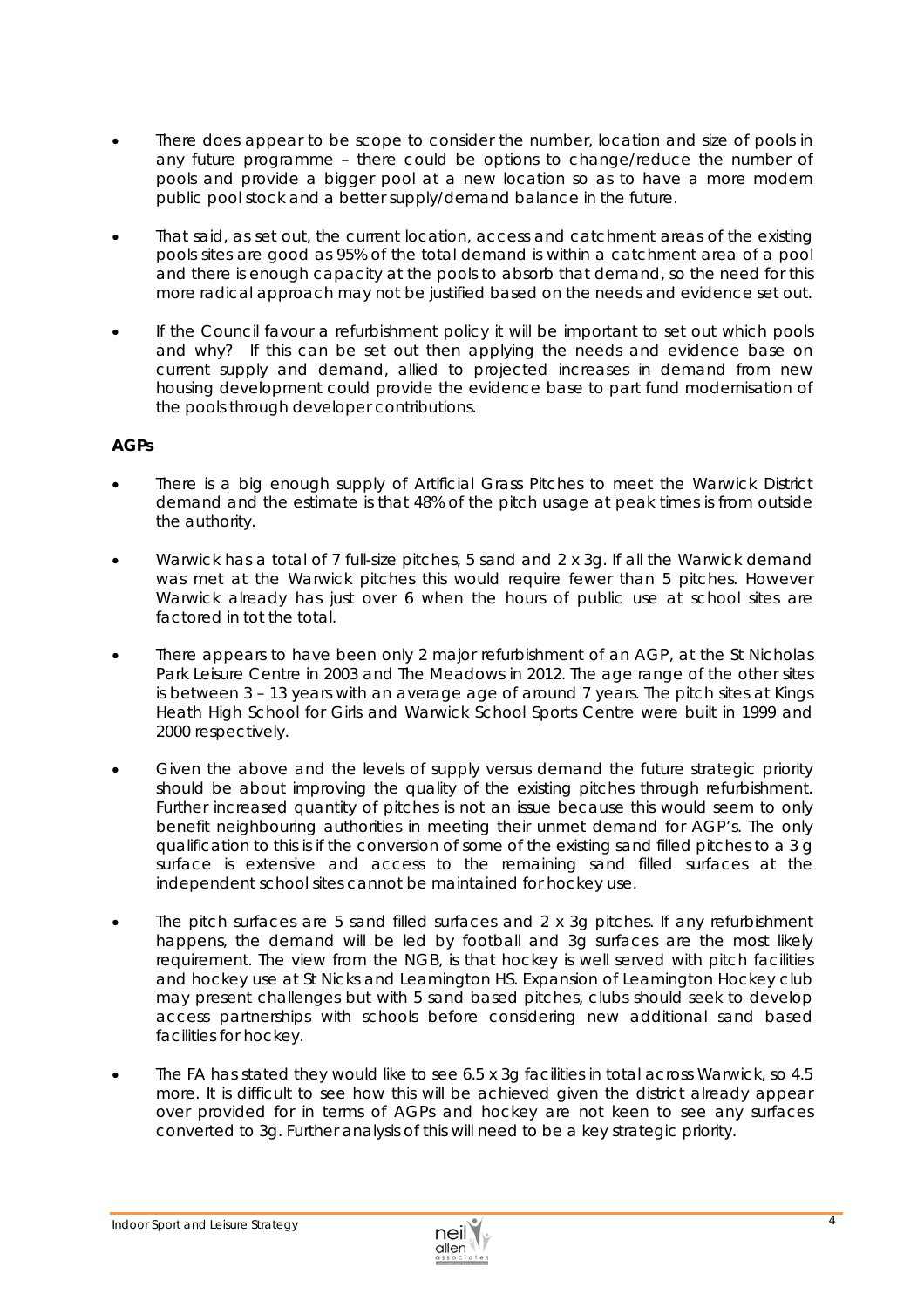- There does appear to be scope to consider the number, location and size of pools in any future programme – there could be options to change/reduce the number of pools and provide a bigger pool at a new location so as to have a more modern public pool stock and a better supply/demand balance in the future.

- That said, as set out, the current location, access and catchment areas of the existing pools sites are good as 95% of the total demand is within a catchment area of a pool and there is enough capacity at the pools to absorb that demand, so the need for this more radical approach may not be justified based on the needs and evidence set out.

- If the Council favour a refurbishment policy it will be important to set out which pools and why? If this can be set out then applying the needs and evidence base on current supply and demand, allied to projected increases in demand from new housing development could provide the evidence base to part fund modernisation of the pools through developer contributions.

**AGPs**

- There is a big enough supply of Artificial Grass Pitches to meet the Warwick District demand and the estimate is that 48% of the pitch usage at peak times is from outside the authority.

- Warwick has a total of 7 full-size pitches, 5 sand and 2 x 3g. If all the Warwick demand was met at the Warwick pitches this would require fewer than 5 pitches. However Warwick already has just over 6 when the hours of public use at school sites are factored in tot the total.

- There appears to have been only 2 major refurbishment of an AGP, at the St Nicholas Park Leisure Centre in 2003 and The Meadows in 2012. The age range of the other sites is between 3 – 13 years with an average age of around 7 years. The pitch sites at Kings Heath High School for Girls and Warwick School Sports Centre were built in 1999 and 2000 respectively.

- Given the above and the levels of supply versus demand the future strategic priority should be about improving the quality of the existing pitches through refurbishment. Further increased quantity of pitches is not an issue because this would seem to only benefit neighbouring authorities in meeting their unmet demand for AGP's. The only qualification to this is if the conversion of some of the existing sand filled pitches to a 3 g surface is extensive and access to the remaining sand filled surfaces at the independent school sites cannot be maintained for hockey use.

- The pitch surfaces are 5 sand filled surfaces and 2 x 3g pitches. If any refurbishment happens, the demand will be led by football and 3g surfaces are the most likely requirement. The view from the NGB, is that hockey is well served with pitch facilities and hockey use at St Nicks and Leamington HS. Expansion of Leamington Hockey club may present challenges but with 5 sand based pitches, clubs should seek to develop access partnerships with schools before considering new additional sand based facilities for hockey.

- The FA has stated they would like to see 6.5 x 3g facilities in total across Warwick, so 4.5 more. It is difficult to see how this will be achieved given the district already appear over provided for in terms of AGPs and hockey are not keen to see any surfaces converted to 3g. Further analysis of this will need to be a key strategic priority.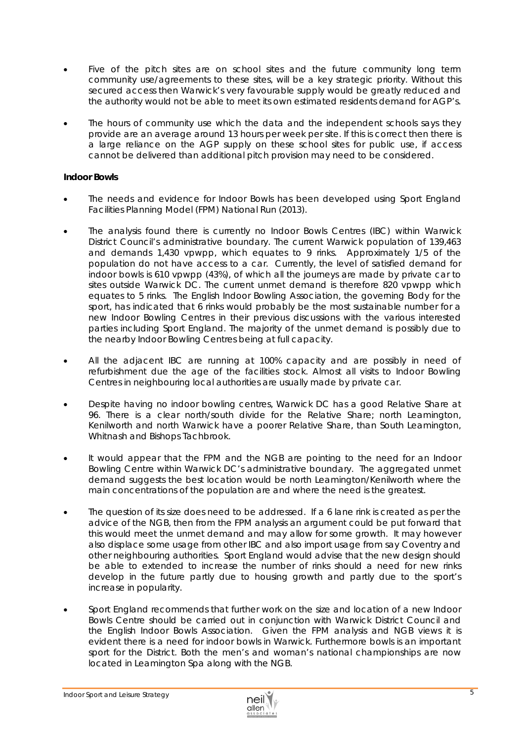- Five of the pitch sites are on school sites and the future community long term community use/agreements to these sites, will be a key strategic priority. Without this secured access then Warwick's very favourable supply would be greatly reduced and the authority would not be able to meet its own estimated residents demand for AGP's.
- The hours of community use which the data and the independent schools says they provide are an average around 13 hours per week per site. If this is correct then there is a large reliance on the AGP supply on these school sites for public use, if access cannot be delivered than additional pitch provision may need to be considered.

**Indoor Bowls**

- The needs and evidence for Indoor Bowls has been developed using Sport England Facilities Planning Model (FPM) National Run (2013).
- The analysis found there is currently no Indoor Bowls Centres (IBC) within Warwick District Council's administrative boundary. The current Warwick population of 139,463 and demands 1,430 vpwpp, which equates to 9 rinks. Approximately 1/5 of the population do not have access to a car. Currently, the level of satisfied demand for indoor bowls is 610 vpwpp (43%), of which all the journeys are made by private car to sites outside Warwick DC. The current unmet demand is therefore 820 vpwpp which equates to 5 rinks. The English Indoor Bowling Association, the governing Body for the sport, has indicated that 6 rinks would probably be the most sustainable number for a new Indoor Bowling Centres in their previous discussions with the various interested parties including Sport England. The majority of the unmet demand is possibly due to the nearby Indoor Bowling Centres being at full capacity.
- All the adjacent IBC are running at 100% capacity and are possibly in need of refurbishment due the age of the facilities stock. Almost all visits to Indoor Bowling Centres in neighbouring local authorities are usually made by private car.
- Despite having no indoor bowling centres, Warwick DC has a good Relative Share at 96. There is a clear north/south divide for the Relative Share; north Leamington, Kenilworth and north Warwick have a poorer Relative Share, than South Leamington, Whitnash and Bishops Tachbrook.
- It would appear that the FPM and the NGB are pointing to the need for an Indoor Bowling Centre within Warwick DC's administrative boundary. The aggregated unmet demand suggests the best location would be north Leamington/Kenilworth where the main concentrations of the population are and where the need is the greatest.
- The question of its size does need to be addressed. If a 6 lane rink is created as per the advice of the NGB, then from the FPM analysis an argument could be put forward that this would meet the unmet demand and may allow for some growth. It may however also displace some usage from other IBC and also import usage from say Coventry and other neighbouring authorities. Sport England would advise that the new design should be able to extended to increase the number of rinks should a need for new rinks develop in the future partly due to housing growth and partly due to the sport's increase in popularity.
- Sport England recommends that further work on the size and location of a new Indoor Bowls Centre should be carried out in conjunction with Warwick District Council and the English Indoor Bowls Association. Given the FPM analysis and NGB views it is evident there is a need for indoor bowls in Warwick. Furthermore bowls is an important sport for the District. Both the men's and woman's national championships are now located in Leamington Spa along with the NGB.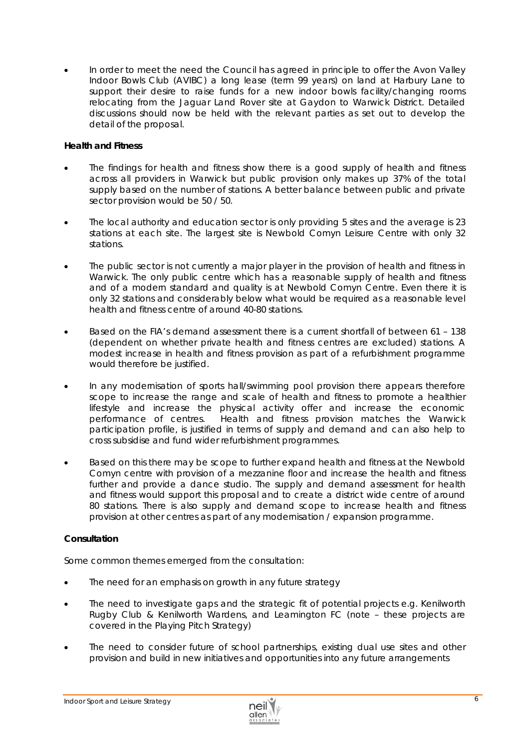- In order to meet the need the Council has agreed in principle to offer the Avon Valley Indoor Bowls Club (AVIBC) a long lease (term 99 years) on land at Harbury Lane to support their desire to raise funds for a new indoor bowls facility/changing rooms relocating from the Jaguar Land Rover site at Gaydon to Warwick District. Detailed discussions should now be held with the relevant parties as set out to develop the detail of the proposal.

**Health and Fitness**

- The findings for health and fitness show there is a good supply of health and fitness across all providers in Warwick but public provision only makes up 37% of the total supply based on the number of stations. A better balance between public and private sector provision would be 50 / 50.

- The local authority and education sector is only providing 5 sites and the average is 23 stations at each site. The largest site is Newbold Comyn Leisure Centre with only 32 stations.

- The public sector is not currently a major player in the provision of health and fitness in Warwick. The only public centre which has a reasonable supply of health and fitness and of a modern standard and quality is at Newbold Comyn Centre. Even there it is only 32 stations and considerably below what would be required as a reasonable level health and fitness centre of around 40-80 stations.

- Based on the FIA's demand assessment there is a current shortfall of between 61 – 138 (dependent on whether private health and fitness centres are excluded) stations. A modest increase in health and fitness provision as part of a refurbishment programme would therefore be justified.

- In any modernisation of sports hall/swimming pool provision there appears therefore scope to increase the range and scale of health and fitness to promote a healthier lifestyle and increase the physical activity offer and increase the economic performance of centres. Health and fitness provision matches the Warwick participation profile, is justified in terms of supply and demand and can also help to cross subsidise and fund wider refurbishment programmes.

- Based on this there may be scope to further expand health and fitness at the Newbold Comyn centre with provision of a mezzanine floor and increase the health and fitness further and provide a dance studio. The supply and demand assessment for health and fitness would support this proposal and to create a district wide centre of around 80 stations. There is also supply and demand scope to increase health and fitness provision at other centres as part of any modernisation / expansion programme.

**Consultation**

Some common themes emerged from the consultation:

- The need for an emphasis on growth in any future strategy

- The need to investigate gaps and the strategic fit of potential projects e.g. Kenilworth Rugby Club & Kenilworth Wardens, and Leamington FC (note – these projects are covered in the Playing Pitch Strategy)

- The need to consider future of school partnerships, existing dual use sites and other provision and build in new initiatives and opportunities into any future arrangements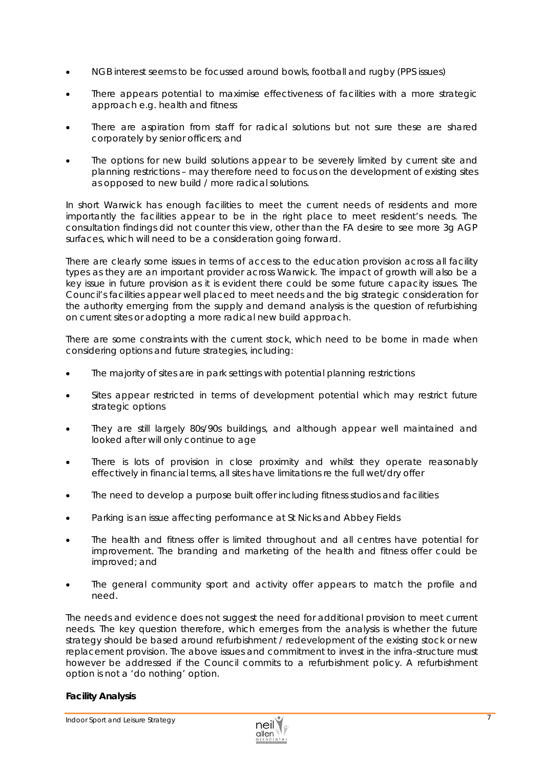- NGB interest seems to be focussed around bowls, football and rugby (PPS issues)
- There appears potential to maximise effectiveness of facilities with a more strategic approach e.g. health and fitness
- There are aspiration from staff for radical solutions but not sure these are shared corporately by senior officers; and
- The options for new build solutions appear to be severely limited by current site and planning restrictions – may therefore need to focus on the development of existing sites as opposed to new build / more radical solutions.

In short Warwick has enough facilities to meet the current needs of residents and more importantly the facilities appear to be in the right place to meet resident's needs. The consultation findings did not counter this view, other than the FA desire to see more 3g AGP surfaces, which will need to be a consideration going forward.

There are clearly some issues in terms of access to the education provision across all facility types as they are an important provider across Warwick. The impact of growth will also be a key issue in future provision as it is evident there could be some future capacity issues. The Council's facilities appear well placed to meet needs and the big strategic consideration for the authority emerging from the supply and demand analysis is the question of refurbishing on current sites or adopting a more radical new build approach.

There are some constraints with the current stock, which need to be borne in made when considering options and future strategies, including:

- The majority of sites are in park settings with potential planning restrictions
- Sites appear restricted in terms of development potential which may restrict future strategic options
- They are still largely 80s/90s buildings, and although appear well maintained and looked after will only continue to age
- There is lots of provision in close proximity and whilst they operate reasonably effectively in financial terms, all sites have limitations re the full wet/dry offer
- The need to develop a purpose built offer including fitness studios and facilities
- Parking is an issue affecting performance at St Nicks and Abbey Fields
- The health and fitness offer is limited throughout and all centres have potential for improvement. The branding and marketing of the health and fitness offer could be improved; and
- The general community sport and activity offer appears to match the profile and need.

The needs and evidence does not suggest the need for additional provision to meet current needs. The key question therefore, which emerges from the analysis is whether the future strategy should be based around refurbishment / redevelopment of the existing stock or new replacement provision. The above issues and commitment to invest in the infra-structure must however be addressed if the Council commits to a refurbishment policy. A refurbishment option is not a 'do nothing' option.

**Facility Analysis**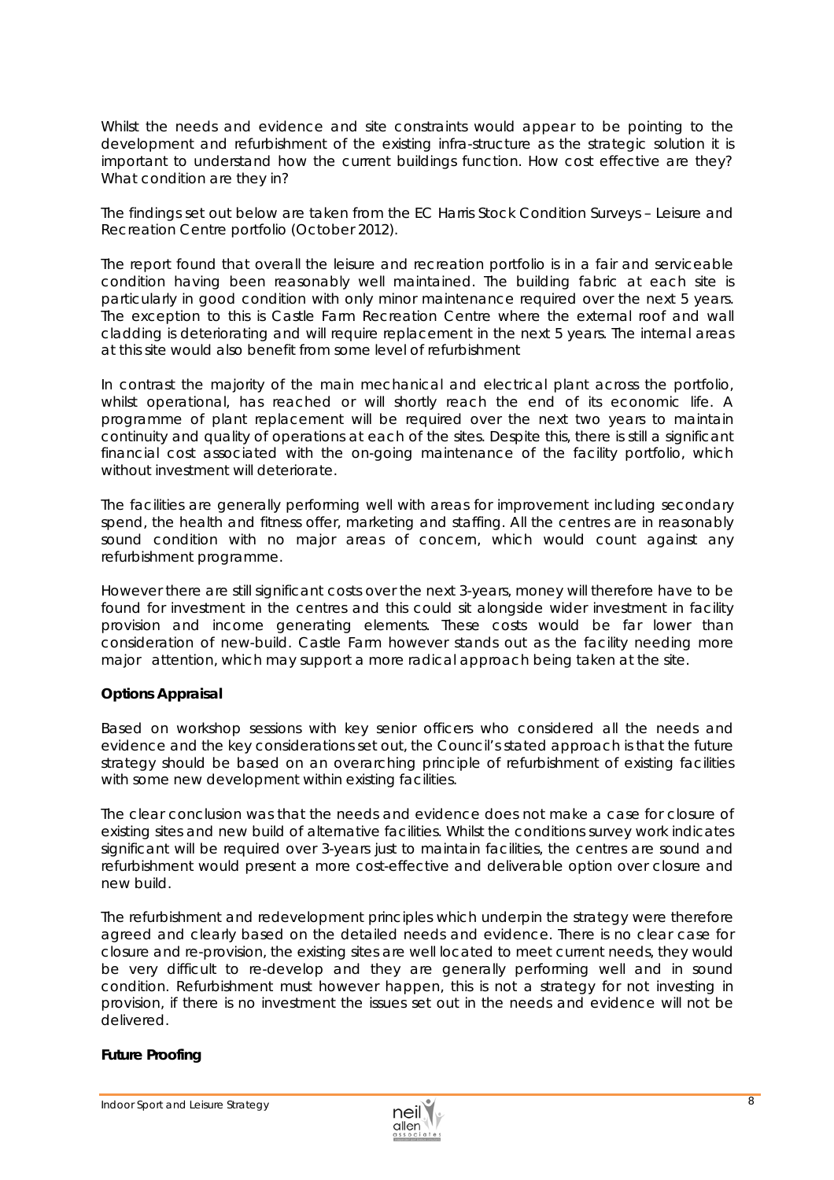Whilst the needs and evidence and site constraints would appear to be pointing to the development and refurbishment of the existing infra-structure as the strategic solution it is important to understand how the current buildings function. How cost effective are they? What condition are they in?

The findings set out below are taken from the EC Harris Stock Condition Surveys – Leisure and Recreation Centre portfolio (October 2012).

The report found that overall the leisure and recreation portfolio is in a fair and serviceable condition having been reasonably well maintained. The building fabric at each site is particularly in good condition with only minor maintenance required over the next 5 years. The exception to this is Castle Farm Recreation Centre where the external roof and wall cladding is deteriorating and will require replacement in the next 5 years. The internal areas at this site would also benefit from some level of refurbishment

In contrast the majority of the main mechanical and electrical plant across the portfolio, whilst operational, has reached or will shortly reach the end of its economic life. A programme of plant replacement will be required over the next two years to maintain continuity and quality of operations at each of the sites. Despite this, there is still a significant financial cost associated with the on-going maintenance of the facility portfolio, which without investment will deteriorate.

The facilities are generally performing well with areas for improvement including secondary spend, the health and fitness offer, marketing and staffing. All the centres are in reasonably sound condition with no major areas of concern, which would count against any refurbishment programme.

However there are still significant costs over the next 3-years, money will therefore have to be found for investment in the centres and this could sit alongside wider investment in facility provision and income generating elements. These costs would be far lower than consideration of new-build. Castle Farm however stands out as the facility needing more major attention, which may support a more radical approach being taken at the site.

**Options Appraisal**

Based on workshop sessions with key senior officers who considered all the needs and evidence and the key considerations set out, the Council's stated approach is that the future strategy should be based on an overarching principle of refurbishment of existing facilities with some new development within existing facilities.

The clear conclusion was that the needs and evidence does not make a case for closure of existing sites and new build of alternative facilities. Whilst the conditions survey work indicates significant will be required over 3-years just to maintain facilities, the centres are sound and refurbishment would present a more cost-effective and deliverable option over closure and new build.

The refurbishment and redevelopment principles which underpin the strategy were therefore agreed and clearly based on the detailed needs and evidence. There is no clear case for closure and re-provision, the existing sites are well located to meet current needs, they would be very difficult to re-develop and they are generally performing well and in sound condition. Refurbishment must however happen, this is not a strategy for not investing in provision, if there is no investment the issues set out in the needs and evidence will not be delivered.

**Future Proofing**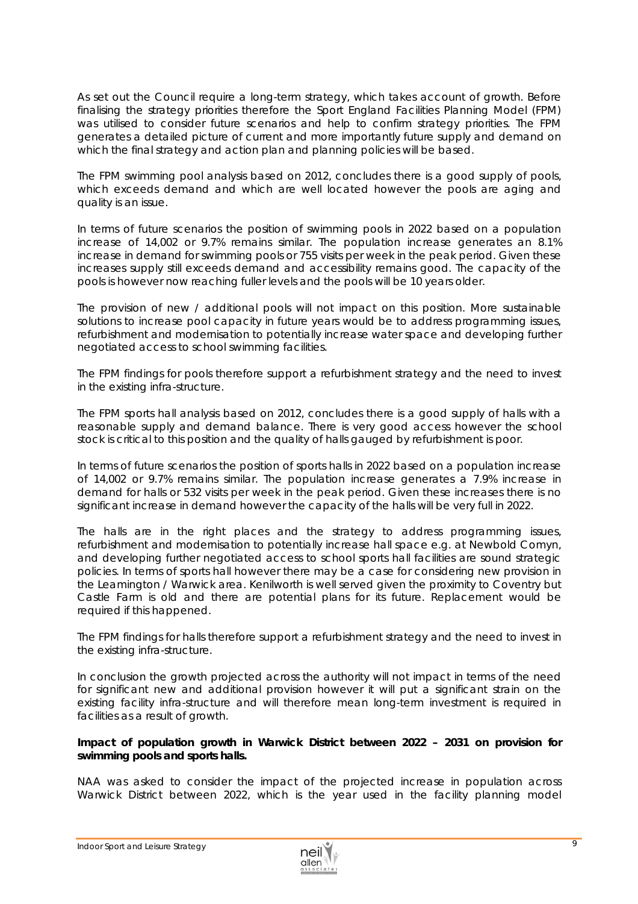As set out the Council require a long-term strategy, which takes account of growth. Before finalising the strategy priorities therefore the Sport England Facilities Planning Model (FPM) was utilised to consider future scenarios and help to confirm strategy priorities. The FPM generates a detailed picture of current and more importantly future supply and demand on which the final strategy and action plan and planning policies will be based.

The FPM swimming pool analysis based on 2012, concludes there is a good supply of pools, which exceeds demand and which are well located however the pools are aging and quality is an issue.

In terms of future scenarios the position of swimming pools in 2022 based on a population increase of 14,002 or 9.7% remains similar. The population increase generates an 8.1% increase in demand for swimming pools or 755 visits per week in the peak period. Given these increases supply still exceeds demand and accessibility remains good. The capacity of the pools is however now reaching fuller levels and the pools will be 10 years older.

The provision of new / additional pools will not impact on this position. More sustainable solutions to increase pool capacity in future years would be to address programming issues, refurbishment and modernisation to potentially increase water space and developing further negotiated access to school swimming facilities.

The FPM findings for pools therefore support a refurbishment strategy and the need to invest in the existing infra-structure.

The FPM sports hall analysis based on 2012, concludes there is a good supply of halls with a reasonable supply and demand balance. There is very good access however the school stock is critical to this position and the quality of halls gauged by refurbishment is poor.

In terms of future scenarios the position of sports halls in 2022 based on a population increase of 14,002 or 9.7% remains similar. The population increase generates a 7.9% increase in demand for halls or 532 visits per week in the peak period. Given these increases there is no significant increase in demand however the capacity of the halls will be very full in 2022.

The halls are in the right places and the strategy to address programming issues, refurbishment and modernisation to potentially increase hall space e.g. at Newbold Comyn, and developing further negotiated access to school sports hall facilities are sound strategic policies. In terms of sports hall however there may be a case for considering new provision in the Leamington / Warwick area. Kenilworth is well served given the proximity to Coventry but Castle Farm is old and there are potential plans for its future. Replacement would be required if this happened.

The FPM findings for halls therefore support a refurbishment strategy and the need to invest in the existing infra-structure.

In conclusion the growth projected across the authority will not impact in terms of the need for significant new and additional provision however it will put a significant strain on the existing facility infra-structure and will therefore mean long-term investment is required in facilities as a result of growth.

**Impact of population growth in Warwick District between 2022 – 2031 on provision for swimming pools and sports halls.**

NAA was asked to consider the impact of the projected increase in population across Warwick District between 2022, which is the year used in the facility planning model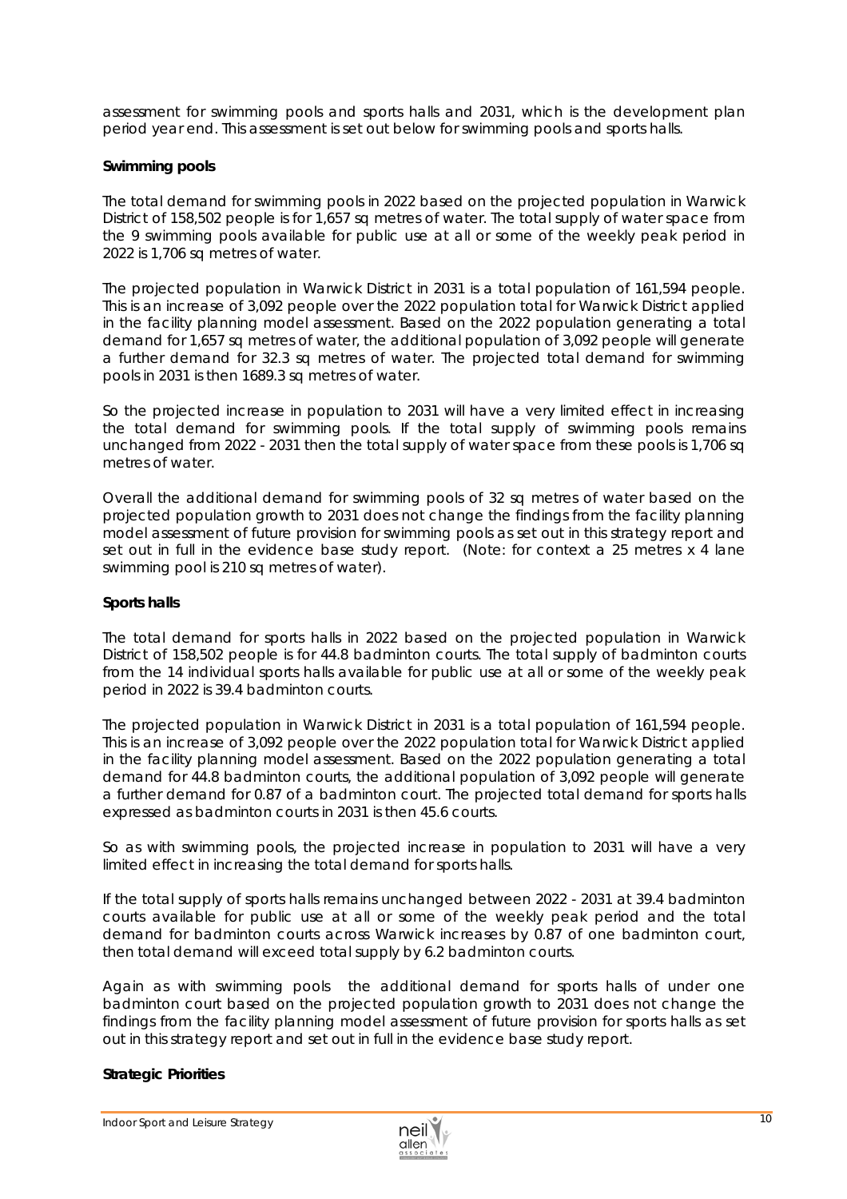assessment for swimming pools and sports halls and 2031, which is the development plan period year end. This assessment is set out below for swimming pools and sports halls.

**Swimming pools**

The total demand for swimming pools in 2022 based on the projected population in Warwick District of 158,502 people is for 1,657 sq metres of water. The total supply of water space from the 9 swimming pools available for public use at all or some of the weekly peak period in 2022 is 1,706 sq metres of water.

The projected population in Warwick District in 2031 is a total population of 161,594 people. This is an increase of 3,092 people over the 2022 population total for Warwick District applied in the facility planning model assessment. Based on the 2022 population generating a total demand for 1,657 sq metres of water, the additional population of 3,092 people will generate a further demand for 32.3 sq metres of water. The projected total demand for swimming pools in 2031 is then 1689.3 sq metres of water.

So the projected increase in population to 2031 will have a very limited effect in increasing the total demand for swimming pools. If the total supply of swimming pools remains unchanged from 2022 - 2031 then the total supply of water space from these pools is 1,706 sq metres of water.

Overall the additional demand for swimming pools of 32 sq metres of water based on the projected population growth to 2031 does not change the findings from the facility planning model assessment of future provision for swimming pools as set out in this strategy report and set out in full in the evidence base study report. (Note: for context a 25 metres x 4 lane swimming pool is 210 sq metres of water).

**Sports halls**

The total demand for sports halls in 2022 based on the projected population in Warwick District of 158,502 people is for 44.8 badminton courts. The total supply of badminton courts from the 14 individual sports halls available for public use at all or some of the weekly peak period in 2022 is 39.4 badminton courts.

The projected population in Warwick District in 2031 is a total population of 161,594 people. This is an increase of 3,092 people over the 2022 population total for Warwick District applied in the facility planning model assessment. Based on the 2022 population generating a total demand for 44.8 badminton courts, the additional population of 3,092 people will generate a further demand for 0.87 of a badminton court. The projected total demand for sports halls expressed as badminton courts in 2031 is then 45.6 courts.

So as with swimming pools, the projected increase in population to 2031 will have a very limited effect in increasing the total demand for sports halls.

If the total supply of sports halls remains unchanged between 2022 - 2031 at 39.4 badminton courts available for public use at all or some of the weekly peak period and the total demand for badminton courts across Warwick increases by 0.87 of one badminton court, then total demand will exceed total supply by 6.2 badminton courts.

Again as with swimming pools the additional demand for sports halls of under one badminton court based on the projected population growth to 2031 does not change the findings from the facility planning model assessment of future provision for sports halls as set out in this strategy report and set out in full in the evidence base study report.

**Strategic Priorities**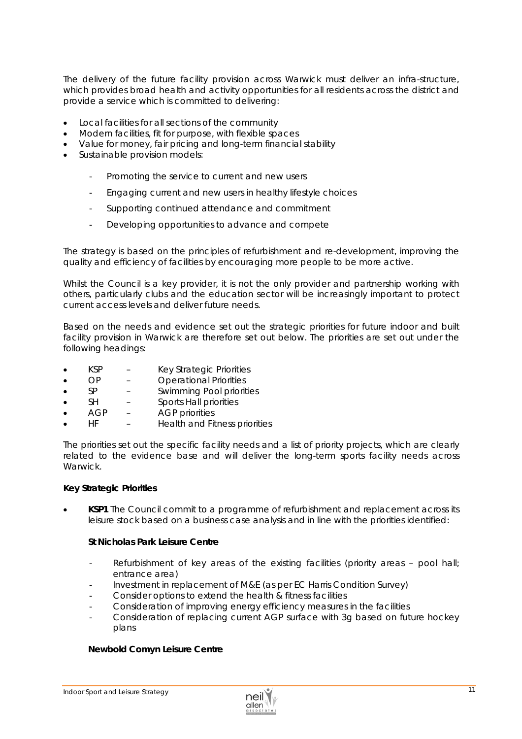The delivery of the future facility provision across Warwick must deliver an infra-structure, which provides broad health and activity opportunities for all residents across the district and provide a service which is committed to delivering:

- Local facilities for all sections of the community
- Modern facilities, fit for purpose, with flexible spaces
- Value for money, fair pricing and long-term financial stability
- Sustainable provision models:
    - Promoting the service to current and new users
    - Engaging current and new users in healthy lifestyle choices
    - Supporting continued attendance and commitment
    - Developing opportunities to advance and compete

The strategy is based on the principles of refurbishment and re-development, improving the quality and efficiency of facilities by encouraging more people to be more active.

Whilst the Council is a key provider, it is not the only provider and partnership working with others, particularly clubs and the education sector will be increasingly important to protect current access levels and deliver future needs.

Based on the needs and evidence set out the strategic priorities for future indoor and built facility provision in Warwick are therefore set out below. The priorities are set out under the following headings:

- KSP – Key Strategic Priorities
- OP – Operational Priorities
- SP – Swimming Pool priorities
- SH – Sports Hall priorities
- AGP – AGP priorities
- HF – Health and Fitness priorities

The priorities set out the specific facility needs and a list of priority projects, which are clearly related to the evidence base and will deliver the long-term sports facility needs across Warwick.

**Key Strategic Priorities**

- **KSP1** The Council commit to a programme of refurbishment and replacement across its leisure stock based on a business case analysis and in line with the priorities identified:

    **St Nicholas Park Leisure Centre**

    - Refurbishment of key areas of the existing facilities (priority areas – pool hall; entrance area)
    - Investment in replacement of M&E (as per EC Harris Condition Survey)
    - Consider options to extend the health & fitness facilities
    - Consideration of improving energy efficiency measures in the facilities
    - Consideration of replacing current AGP surface with 3g based on future hockey plans

    **Newbold Comyn Leisure Centre**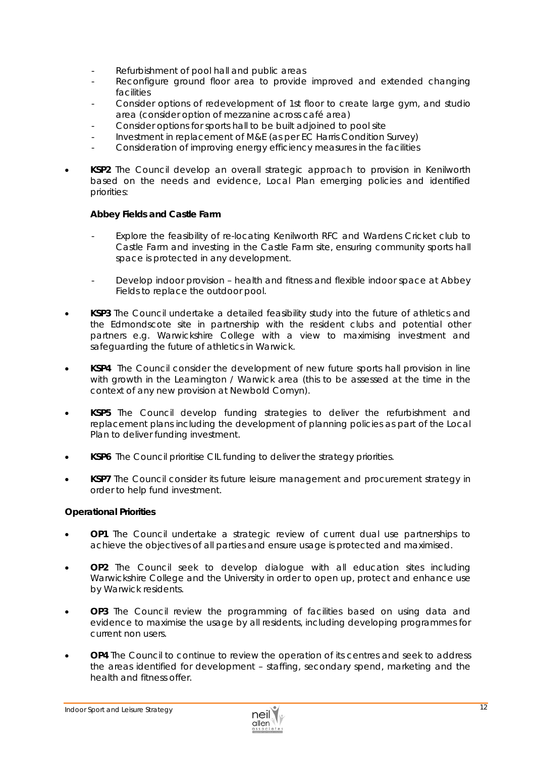- Refurbishment of pool hall and public areas
- Reconfigure ground floor area to provide improved and extended changing facilities
- Consider options of redevelopment of 1st floor to create large gym, and studio area (consider option of mezzanine across café area)
- Consider options for sports hall to be built adjoined to pool site
- Investment in replacement of M&E (as per EC Harris Condition Survey)
- Consideration of improving energy efficiency measures in the facilities

- **KSP2** The Council develop an overall strategic approach to provision in Kenilworth based on the needs and evidence, Local Plan emerging policies and identified priorities:

  **Abbey Fields and Castle Farm**

  - Explore the feasibility of re-locating Kenilworth RFC and Wardens Cricket club to Castle Farm and investing in the Castle Farm site, ensuring community sports hall space is protected in any development.

  - Develop indoor provision – health and fitness and flexible indoor space at Abbey Fields to replace the outdoor pool.

- **KSP3** The Council undertake a detailed feasibility study into the future of athletics and the Edmondscote site in partnership with the resident clubs and potential other partners e.g. Warwickshire College with a view to maximising investment and safeguarding the future of athletics in Warwick.

- **KSP4** The Council consider the development of new future sports hall provision in line with growth in the Leamington / Warwick area (this to be assessed at the time in the context of any new provision at Newbold Comyn).

- **KSP5** The Council develop funding strategies to deliver the refurbishment and replacement plans including the development of planning policies as part of the Local Plan to deliver funding investment.

- **KSP6** The Council prioritise CIL funding to deliver the strategy priorities.

- **KSP7** The Council consider its future leisure management and procurement strategy in order to help fund investment.

**Operational Priorities**

- **OP1** The Council undertake a strategic review of current dual use partnerships to achieve the objectives of all parties and ensure usage is protected and maximised.

- **OP2** The Council seek to develop dialogue with all education sites including Warwickshire College and the University in order to open up, protect and enhance use by Warwick residents.

- **OP3** The Council review the programming of facilities based on using data and evidence to maximise the usage by all residents, including developing programmes for current non users.

- **OP4** The Council to continue to review the operation of its centres and seek to address the areas identified for development – staffing, secondary spend, marketing and the health and fitness offer.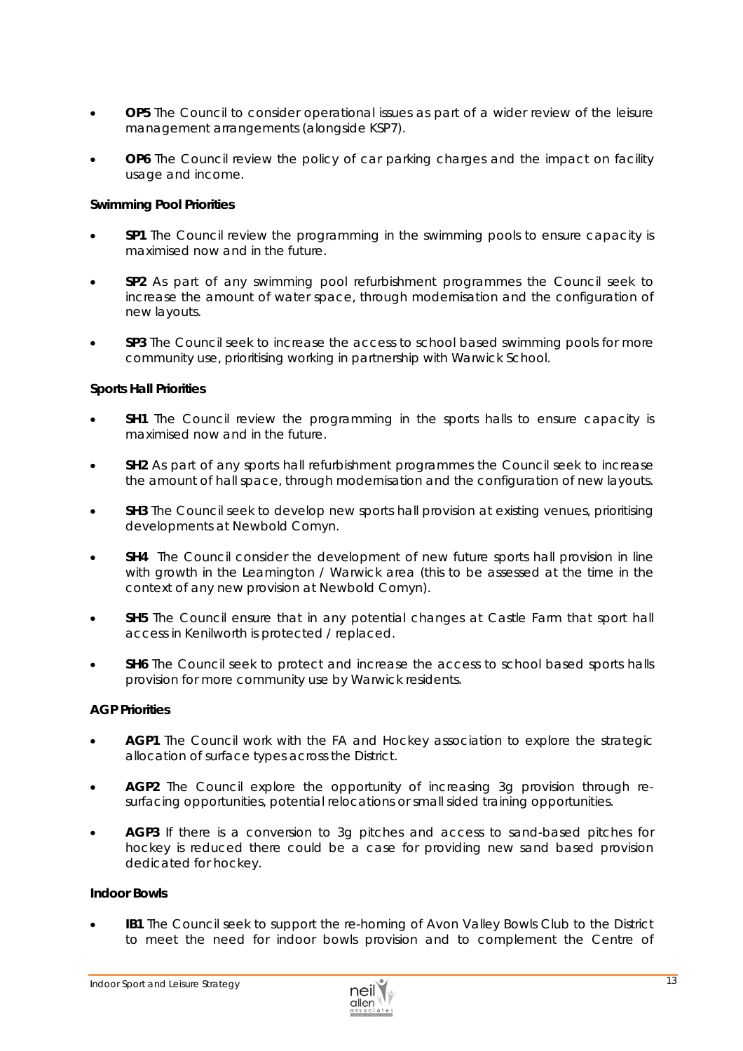- **OP5** The Council to consider operational issues as part of a wider review of the leisure management arrangements (alongside KSP7).

- **OP6** The Council review the policy of car parking charges and the impact on facility usage and income.

**Swimming Pool Priorities**

- **SP1** The Council review the programming in the swimming pools to ensure capacity is maximised now and in the future.

- **SP2** As part of any swimming pool refurbishment programmes the Council seek to increase the amount of water space, through modernisation and the configuration of new layouts.

- **SP3** The Council seek to increase the access to school based swimming pools for more community use, prioritising working in partnership with Warwick School.

**Sports Hall Priorities**

- **SH1** The Council review the programming in the sports halls to ensure capacity is maximised now and in the future.

- **SH2** As part of any sports hall refurbishment programmes the Council seek to increase the amount of hall space, through modernisation and the configuration of new layouts.

- **SH3** The Council seek to develop new sports hall provision at existing venues, prioritising developments at Newbold Comyn.

- **SH4** The Council consider the development of new future sports hall provision in line with growth in the Leamington / Warwick area (this to be assessed at the time in the context of any new provision at Newbold Comyn).

- **SH5** The Council ensure that in any potential changes at Castle Farm that sport hall access in Kenilworth is protected / replaced.

- **SH6** The Council seek to protect and increase the access to school based sports halls provision for more community use by Warwick residents.

**AGP Priorities**

- **AGP1** The Council work with the FA and Hockey association to explore the strategic allocation of surface types across the District.

- **AGP2** The Council explore the opportunity of increasing 3g provision through re-surfacing opportunities, potential relocations or small sided training opportunities.

- **AGP3** If there is a conversion to 3g pitches and access to sand-based pitches for hockey is reduced there could be a case for providing new sand based provision dedicated for hockey.

**Indoor Bowls**

- **IB1** The Council seek to support the re-homing of Avon Valley Bowls Club to the District to meet the need for indoor bowls provision and to complement the Centre of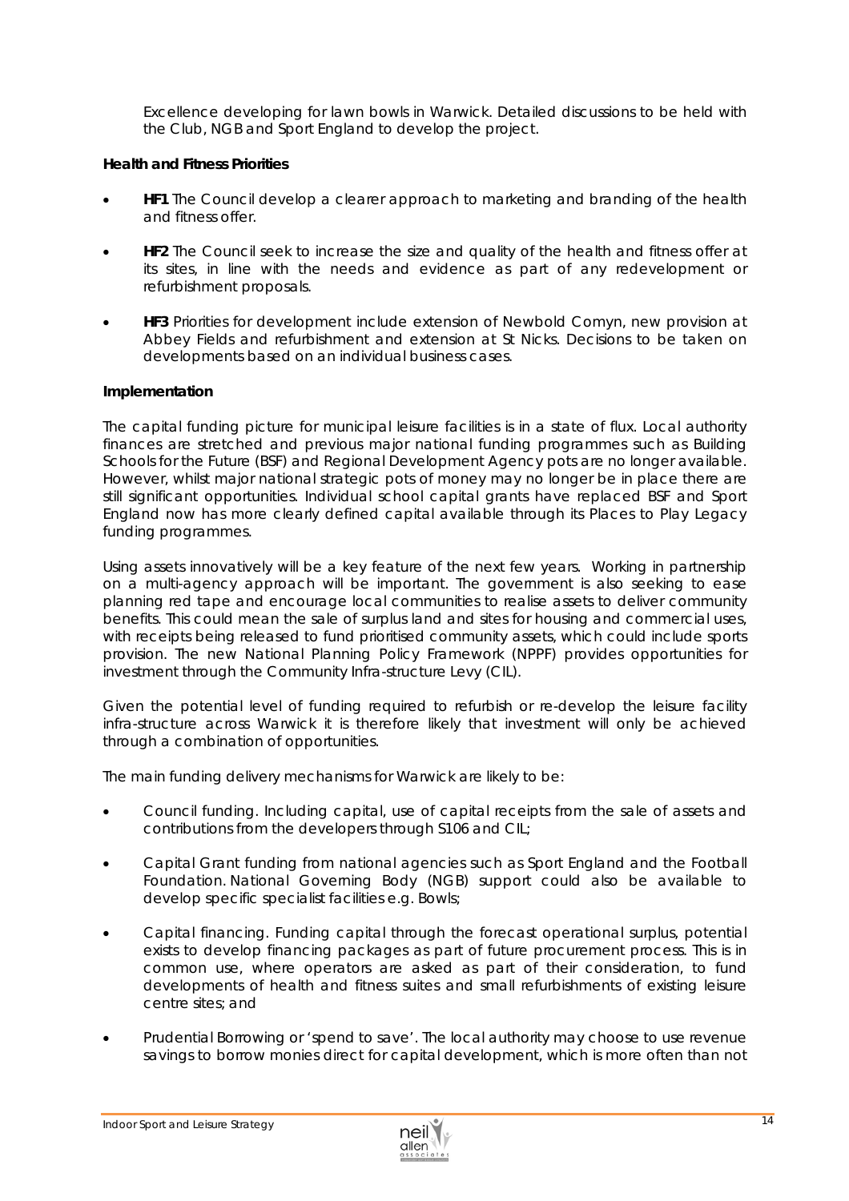Excellence developing for lawn bowls in Warwick. Detailed discussions to be held with the Club, NGB and Sport England to develop the project.

**Health and Fitness Priorities**

- **HF1** The Council develop a clearer approach to marketing and branding of the health and fitness offer.
- **HF2** The Council seek to increase the size and quality of the health and fitness offer at its sites, in line with the needs and evidence as part of any redevelopment or refurbishment proposals.
- **HF3** Priorities for development include extension of Newbold Comyn, new provision at Abbey Fields and refurbishment and extension at St Nicks. Decisions to be taken on developments based on an individual business cases.

**Implementation**

The capital funding picture for municipal leisure facilities is in a state of flux. Local authority finances are stretched and previous major national funding programmes such as Building Schools for the Future (BSF) and Regional Development Agency pots are no longer available. However, whilst major national strategic pots of money may no longer be in place there are still significant opportunities. Individual school capital grants have replaced BSF and Sport England now has more clearly defined capital available through its Places to Play Legacy funding programmes.

Using assets innovatively will be a key feature of the next few years. Working in partnership on a multi-agency approach will be important. The government is also seeking to ease planning red tape and encourage local communities to realise assets to deliver community benefits. This could mean the sale of surplus land and sites for housing and commercial uses, with receipts being released to fund prioritised community assets, which could include sports provision. The new National Planning Policy Framework (NPPF) provides opportunities for investment through the Community Infra-structure Levy (CIL).

Given the potential level of funding required to refurbish or re-develop the leisure facility infra-structure across Warwick it is therefore likely that investment will only be achieved through a combination of opportunities.

The main funding delivery mechanisms for Warwick are likely to be:

- Council funding. Including capital, use of capital receipts from the sale of assets and contributions from the developers through S106 and CIL;
- Capital Grant funding from national agencies such as Sport England and the Football Foundation. National Governing Body (NGB) support could also be available to develop specific specialist facilities e.g. Bowls;
- Capital financing. Funding capital through the forecast operational surplus, potential exists to develop financing packages as part of future procurement process. This is in common use, where operators are asked as part of their consideration, to fund developments of health and fitness suites and small refurbishments of existing leisure centre sites; and
- Prudential Borrowing or 'spend to save'. The local authority may choose to use revenue savings to borrow monies direct for capital development, which is more often than not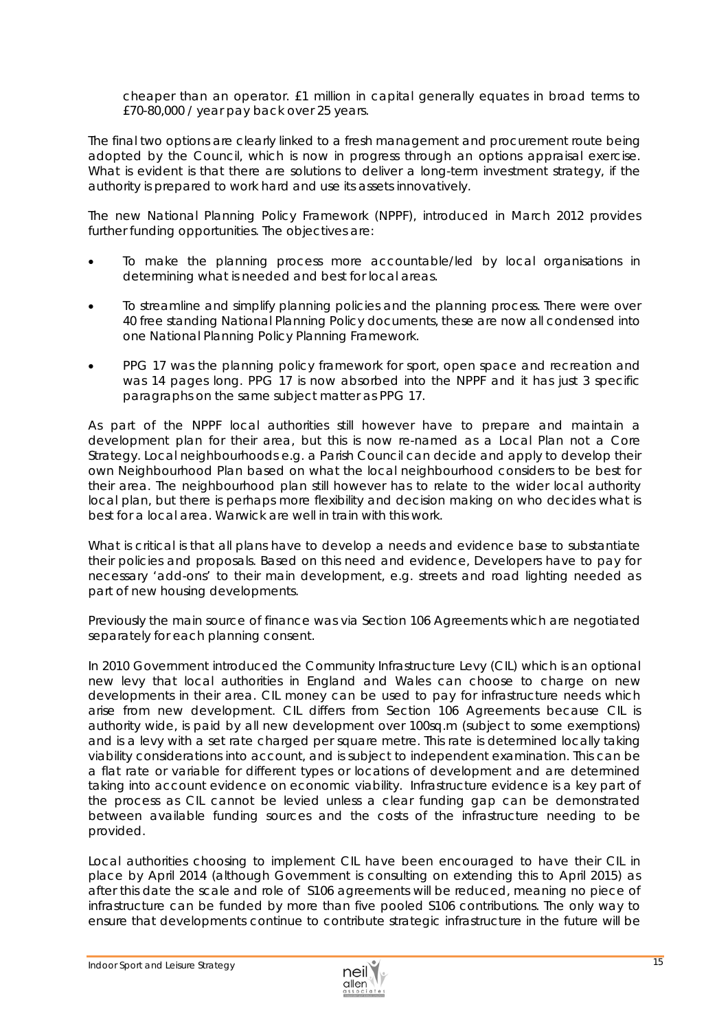cheaper than an operator. £1 million in capital generally equates in broad terms to £70-80,000 / year pay back over 25 years.

The final two options are clearly linked to a fresh management and procurement route being adopted by the Council, which is now in progress through an options appraisal exercise. What is evident is that there are solutions to deliver a long-term investment strategy, if the authority is prepared to work hard and use its assets innovatively.

The new National Planning Policy Framework (NPPF), introduced in March 2012 provides further funding opportunities. The objectives are:

- To make the planning process more accountable/led by local organisations in determining what is needed and best for local areas.
- To streamline and simplify planning policies and the planning process. There were over 40 free standing National Planning Policy documents, these are now all condensed into one National Planning Policy Planning Framework.
- PPG 17 was the planning policy framework for sport, open space and recreation and was 14 pages long. PPG 17 is now absorbed into the NPPF and it has just 3 specific paragraphs on the same subject matter as PPG 17.

As part of the NPPF local authorities still however have to prepare and maintain a development plan for their area, but this is now re-named as a Local Plan not a Core Strategy. Local neighbourhoods e.g. a Parish Council can decide and apply to develop their own Neighbourhood Plan based on what the local neighbourhood considers to be best for their area. The neighbourhood plan still however has to relate to the wider local authority local plan, but there is perhaps more flexibility and decision making on who decides what is best for a local area. Warwick are well in train with this work.

What is critical is that all plans have to develop a needs and evidence base to substantiate their policies and proposals. Based on this need and evidence, Developers have to pay for necessary 'add-ons' to their main development, e.g. streets and road lighting needed as part of new housing developments.

Previously the main source of finance was via Section 106 Agreements which are negotiated separately for each planning consent.

In 2010 Government introduced the Community Infrastructure Levy (CIL) which is an optional new levy that local authorities in England and Wales can choose to charge on new developments in their area. CIL money can be used to pay for infrastructure needs which arise from new development. CIL differs from Section 106 Agreements because CIL is authority wide, is paid by all new development over 100sq.m (subject to some exemptions) and is a levy with a set rate charged per square metre. This rate is determined locally taking viability considerations into account, and is subject to independent examination. This can be a flat rate or variable for different types or locations of development and are determined taking into account evidence on economic viability. Infrastructure evidence is a key part of the process as CIL cannot be levied unless a clear funding gap can be demonstrated between available funding sources and the costs of the infrastructure needing to be provided.

Local authorities choosing to implement CIL have been encouraged to have their CIL in place by April 2014 (although Government is consulting on extending this to April 2015) as after this date the scale and role of S106 agreements will be reduced, meaning no piece of infrastructure can be funded by more than five pooled S106 contributions. The only way to ensure that developments continue to contribute strategic infrastructure in the future will be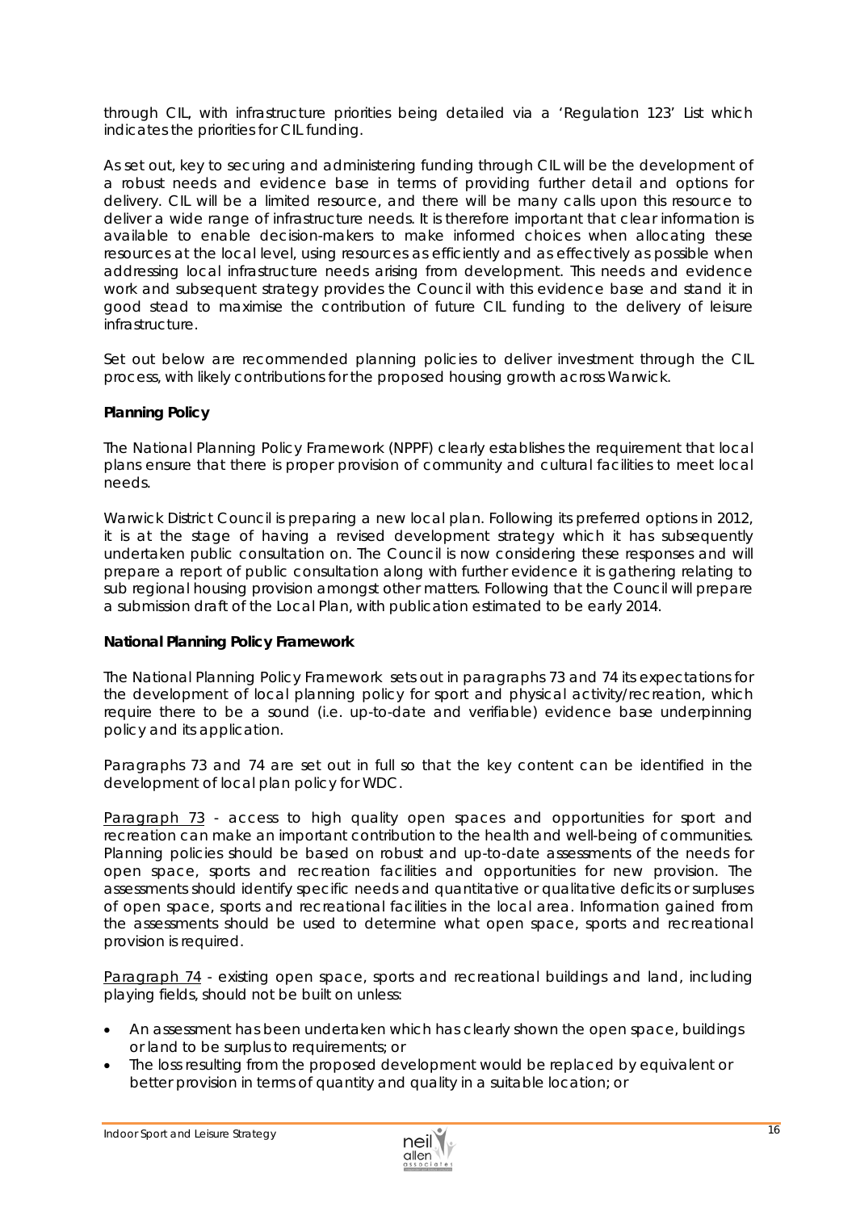through CIL, with infrastructure priorities being detailed via a 'Regulation 123' List which indicates the priorities for CIL funding.

As set out, key to securing and administering funding through CIL will be the development of a robust needs and evidence base in terms of providing further detail and options for delivery. CIL will be a limited resource, and there will be many calls upon this resource to deliver a wide range of infrastructure needs. It is therefore important that clear information is available to enable decision-makers to make informed choices when allocating these resources at the local level, using resources as efficiently and as effectively as possible when addressing local infrastructure needs arising from development. This needs and evidence work and subsequent strategy provides the Council with this evidence base and stand it in good stead to maximise the contribution of future CIL funding to the delivery of leisure infrastructure.

Set out below are recommended planning policies to deliver investment through the CIL process, with likely contributions for the proposed housing growth across Warwick.

**Planning Policy**

The National Planning Policy Framework (NPPF) clearly establishes the requirement that local plans ensure that there is proper provision of community and cultural facilities to meet local needs.

Warwick District Council is preparing a new local plan. Following its preferred options in 2012, it is at the stage of having a revised development strategy which it has subsequently undertaken public consultation on. The Council is now considering these responses and will prepare a report of public consultation along with further evidence it is gathering relating to sub regional housing provision amongst other matters. Following that the Council will prepare a submission draft of the Local Plan, with publication estimated to be early 2014.

**National Planning Policy Framework**

The National Planning Policy Framework sets out in paragraphs 73 and 74 its expectations for the development of local planning policy for sport and physical activity/recreation, which require there to be a sound (i.e. up-to-date and verifiable) evidence base underpinning policy and its application.

Paragraphs 73 and 74 are set out in full so that the key content can be identified in the development of local plan policy for WDC.

Paragraph 73 - access to high quality open spaces and opportunities for sport and recreation can make an important contribution to the health and well-being of communities. Planning policies should be based on robust and up-to-date assessments of the needs for open space, sports and recreation facilities and opportunities for new provision. The assessments should identify specific needs and quantitative or qualitative deficits or surpluses of open space, sports and recreational facilities in the local area. Information gained from the assessments should be used to determine what open space, sports and recreational provision is required.

Paragraph 74 - existing open space, sports and recreational buildings and land, including playing fields, should not be built on unless:

- An assessment has been undertaken which has clearly shown the open space, buildings or land to be surplus to requirements; or
- The loss resulting from the proposed development would be replaced by equivalent or better provision in terms of quantity and quality in a suitable location; or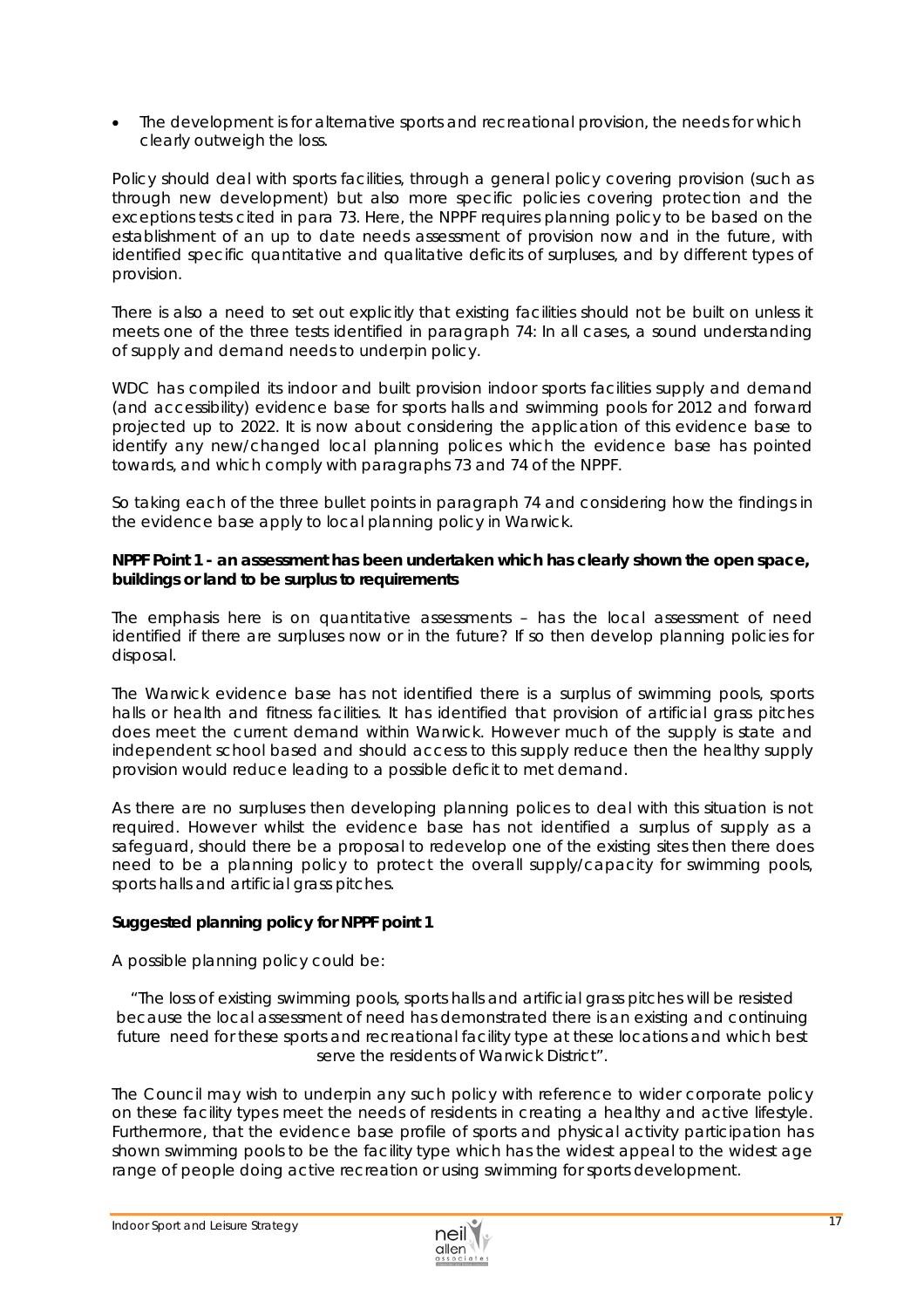- The development is for alternative sports and recreational provision, the needs for which clearly outweigh the loss.

Policy should deal with sports facilities, through a general policy covering provision (such as through new development) but also more specific policies covering protection and the exceptions tests cited in para 73. Here, the NPPF requires planning policy to be based on the establishment of an up to date needs assessment of provision now and in the future, with identified specific quantitative and qualitative deficits of surpluses, and by different types of provision.

There is also a need to set out explicitly that existing facilities should not be built on unless it meets one of the three tests identified in paragraph 74: In all cases, a sound understanding of supply and demand needs to underpin policy.

WDC has compiled its indoor and built provision indoor sports facilities supply and demand (and accessibility) evidence base for sports halls and swimming pools for 2012 and forward projected up to 2022. It is now about considering the application of this evidence base to identify any new/changed local planning polices which the evidence base has pointed towards, and which comply with paragraphs 73 and 74 of the NPPF.

So taking each of the three bullet points in paragraph 74 and considering how the findings in the evidence base apply to local planning policy in Warwick.

**NPPF Point 1 - an assessment has been undertaken which has clearly shown the open space, buildings or land to be surplus to requirements**

The emphasis here is on quantitative assessments – has the local assessment of need identified if there are surpluses now or in the future? If so then develop planning policies for disposal.

The Warwick evidence base has not identified there is a surplus of swimming pools, sports halls or health and fitness facilities. It has identified that provision of artificial grass pitches does meet the current demand within Warwick. However much of the supply is state and independent school based and should access to this supply reduce then the healthy supply provision would reduce leading to a possible deficit to met demand.

As there are no surpluses then developing planning polices to deal with this situation is not required. However whilst the evidence base has not identified a surplus of supply as a safeguard, should there be a proposal to redevelop one of the existing sites then there does need to be a planning policy to protect the overall supply/capacity for swimming pools, sports halls and artificial grass pitches.

**Suggested planning policy for NPPF point 1**

A possible planning policy could be:

> "The loss of existing swimming pools, sports halls and artificial grass pitches will be resisted because the local assessment of need has demonstrated there is an existing and continuing future need for these sports and recreational facility type at these locations and which best serve the residents of Warwick District".

The Council may wish to underpin any such policy with reference to wider corporate policy on these facility types meet the needs of residents in creating a healthy and active lifestyle. Furthermore, that the evidence base profile of sports and physical activity participation has shown swimming pools to be the facility type which has the widest appeal to the widest age range of people doing active recreation or using swimming for sports development.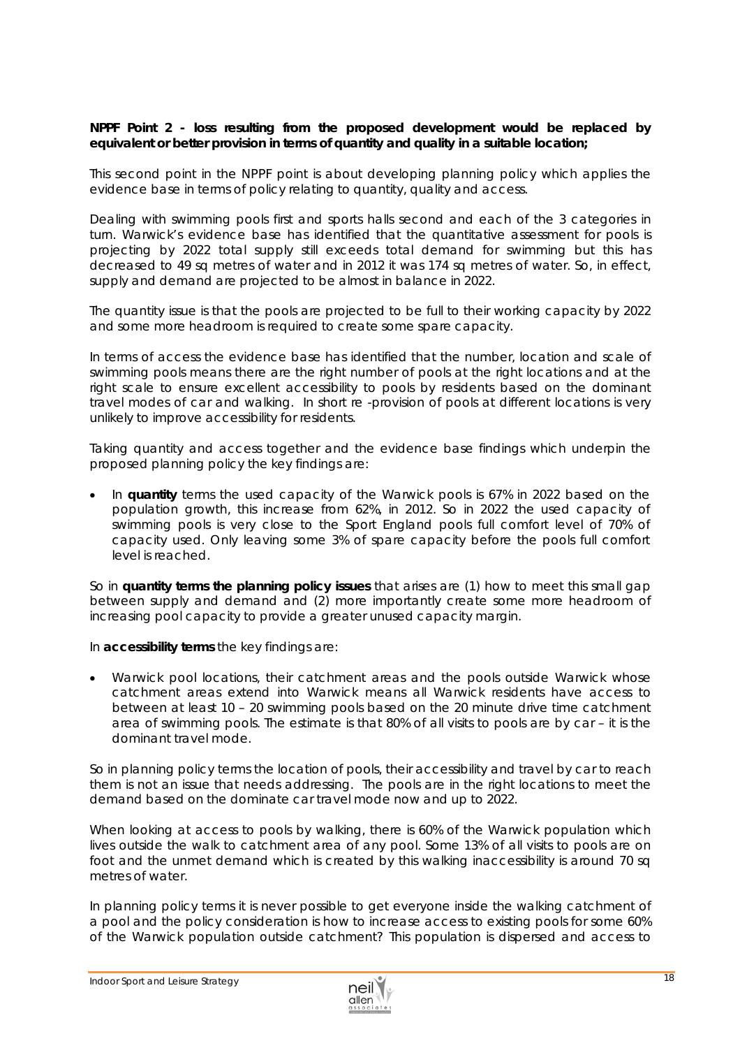**NPPF Point 2 - loss resulting from the proposed development would be replaced by equivalent or better provision in terms of quantity and quality in a suitable location;**

This second point in the NPPF point is about developing planning policy which applies the evidence base in terms of policy relating to quantity, quality and access.

Dealing with swimming pools first and sports halls second and each of the 3 categories in turn. Warwick's evidence base has identified that the quantitative assessment for pools is projecting by 2022 total supply still exceeds total demand for swimming but this has decreased to 49 sq metres of water and in 2012 it was 174 sq metres of water. So, in effect, supply and demand are projected to be almost in balance in 2022.

The quantity issue is that the pools are projected to be full to their working capacity by 2022 and some more headroom is required to create some spare capacity.

In terms of access the evidence base has identified that the number, location and scale of swimming pools means there are the right number of pools at the right locations and at the right scale to ensure excellent accessibility to pools by residents based on the dominant travel modes of car and walking. In short re -provision of pools at different locations is very unlikely to improve accessibility for residents.

Taking quantity and access together and the evidence base findings which underpin the proposed planning policy the key findings are:

- In **quantity** terms the used capacity of the Warwick pools is 67% in 2022 based on the population growth, this increase from 62%, in 2012. So in 2022 the used capacity of swimming pools is very close to the Sport England pools full comfort level of 70% of capacity used. Only leaving some 3% of spare capacity before the pools full comfort level is reached.

So in **quantity terms the planning policy issues** that arises are (1) how to meet this small gap between supply and demand and (2) more importantly create some more headroom of increasing pool capacity to provide a greater unused capacity margin.

In **accessibility terms** the key findings are:

- Warwick pool locations, their catchment areas and the pools outside Warwick whose catchment areas extend into Warwick means all Warwick residents have access to between at least 10 – 20 swimming pools based on the 20 minute drive time catchment area of swimming pools. The estimate is that 80% of all visits to pools are by car – it is the dominant travel mode.

So in planning policy terms the location of pools, their accessibility and travel by car to reach them is not an issue that needs addressing. The pools are in the right locations to meet the demand based on the dominate car travel mode now and up to 2022.

When looking at access to pools by walking, there is 60% of the Warwick population which lives outside the walk to catchment area of any pool. Some 13% of all visits to pools are on foot and the unmet demand which is created by this walking inaccessibility is around 70 sq metres of water.

In planning policy terms it is never possible to get everyone inside the walking catchment of a pool and the policy consideration is how to increase access to existing pools for some 60% of the Warwick population outside catchment? This population is dispersed and access to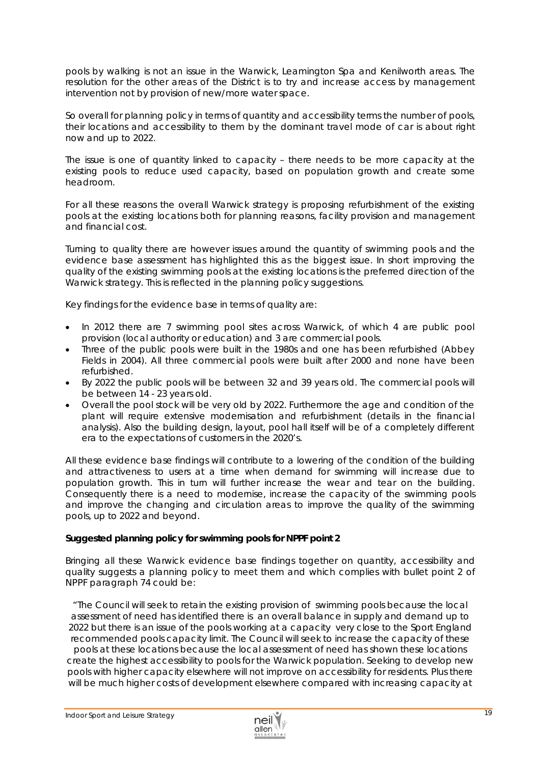pools by walking is not an issue in the Warwick, Leamington Spa and Kenilworth areas. The resolution for the other areas of the District is to try and increase access by management intervention not by provision of new/more water space.

So overall for planning policy in terms of quantity and accessibility terms the number of pools, their locations and accessibility to them by the dominant travel mode of car is about right now and up to 2022.

The issue is one of quantity linked to capacity – there needs to be more capacity at the existing pools to reduce used capacity, based on population growth and create some headroom.

For all these reasons the overall Warwick strategy is proposing refurbishment of the existing pools at the existing locations both for planning reasons, facility provision and management and financial cost.

Turning to quality there are however issues around the quantity of swimming pools and the evidence base assessment has highlighted this as the biggest issue. In short improving the quality of the existing swimming pools at the existing locations is the preferred direction of the Warwick strategy. This is reflected in the planning policy suggestions.

Key findings for the evidence base in terms of quality are:

- In 2012 there are 7 swimming pool sites across Warwick, of which 4 are public pool provision (local authority or education) and 3 are commercial pools.
- Three of the public pools were built in the 1980s and one has been refurbished (Abbey Fields in 2004). All three commercial pools were built after 2000 and none have been refurbished.
- By 2022 the public pools will be between 32 and 39 years old. The commercial pools will be between 14 - 23 years old.
- Overall the pool stock will be very old by 2022. Furthermore the age and condition of the plant will require extensive modernisation and refurbishment (details in the financial analysis). Also the building design, layout, pool hall itself will be of a completely different era to the expectations of customers in the 2020's.

All these evidence base findings will contribute to a lowering of the condition of the building and attractiveness to users at a time when demand for swimming will increase due to population growth. This in turn will further increase the wear and tear on the building. Consequently there is a need to modernise, increase the capacity of the swimming pools and improve the changing and circulation areas to improve the quality of the swimming pools, up to 2022 and beyond.

**Suggested planning policy for swimming pools for NPPF point 2**

Bringing all these Warwick evidence base findings together on quantity, accessibility and quality suggests a planning policy to meet them and which complies with bullet point 2 of NPPF paragraph 74 could be:

"The Council will seek to retain the existing provision of swimming pools because the local assessment of need has identified there is an overall balance in supply and demand up to 2022 but there is an issue of the pools working at a capacity very close to the Sport England recommended pools capacity limit. The Council will seek to increase the capacity of these pools at these locations because the local assessment of need has shown these locations create the highest accessibility to pools for the Warwick population. Seeking to develop new pools with higher capacity elsewhere will not improve on accessibility for residents. Plus there will be much higher costs of development elsewhere compared with increasing capacity at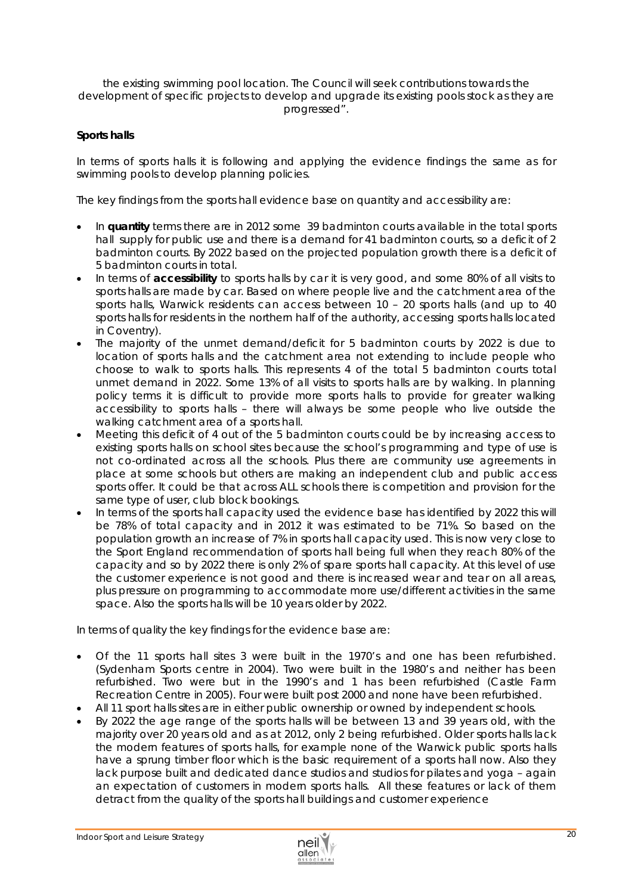the existing swimming pool location. The Council will seek contributions towards the development of specific projects to develop and upgrade its existing pools stock as they are progressed".

**Sports halls**

In terms of sports halls it is following and applying the evidence findings the same as for swimming pools to develop planning policies.

The key findings from the sports hall evidence base on quantity and accessibility are:

- In **quantity** terms there are in 2012 some 39 badminton courts available in the total sports hall supply for public use and there is a demand for 41 badminton courts, so a deficit of 2 badminton courts. By 2022 based on the projected population growth there is a deficit of 5 badminton courts in total.
- In terms of **accessibility** to sports halls by car it is very good, and some 80% of all visits to sports halls are made by car. Based on where people live and the catchment area of the sports halls, Warwick residents can access between 10 – 20 sports halls (and up to 40 sports halls for residents in the northern half of the authority, accessing sports halls located in Coventry).
- The majority of the unmet demand/deficit for 5 badminton courts by 2022 is due to location of sports halls and the catchment area not extending to include people who choose to walk to sports halls. This represents 4 of the total 5 badminton courts total unmet demand in 2022. Some 13% of all visits to sports halls are by walking. In planning policy terms it is difficult to provide more sports halls to provide for greater walking accessibility to sports halls – there will always be some people who live outside the walking catchment area of a sports hall.
- Meeting this deficit of 4 out of the 5 badminton courts could be by increasing access to existing sports halls on school sites because the school's programming and type of use is not co-ordinated across all the schools. Plus there are community use agreements in place at some schools but others are making an independent club and public access sports offer. It could be that across ALL schools there is competition and provision for the same type of user, club block bookings.
- In terms of the sports hall capacity used the evidence base has identified by 2022 this will be 78% of total capacity and in 2012 it was estimated to be 71%. So based on the population growth an increase of 7% in sports hall capacity used. This is now very close to the Sport England recommendation of sports hall being full when they reach 80% of the capacity and so by 2022 there is only 2% of spare sports hall capacity. At this level of use the customer experience is not good and there is increased wear and tear on all areas, plus pressure on programming to accommodate more use/different activities in the same space. Also the sports halls will be 10 years older by 2022.

In terms of quality the key findings for the evidence base are:

- Of the 11 sports hall sites 3 were built in the 1970's and one has been refurbished. (Sydenham Sports centre in 2004). Two were built in the 1980's and neither has been refurbished. Two were but in the 1990's and 1 has been refurbished (Castle Farm Recreation Centre in 2005). Four were built post 2000 and none have been refurbished.
- All 11 sport halls sites are in either public ownership or owned by independent schools.
- By 2022 the age range of the sports halls will be between 13 and 39 years old, with the majority over 20 years old and as at 2012, only 2 being refurbished. Older sports halls lack the modern features of sports halls, for example none of the Warwick public sports halls have a sprung timber floor which is the basic requirement of a sports hall now. Also they lack purpose built and dedicated dance studios and studios for pilates and yoga – again an expectation of customers in modern sports halls. All these features or lack of them detract from the quality of the sports hall buildings and customer experience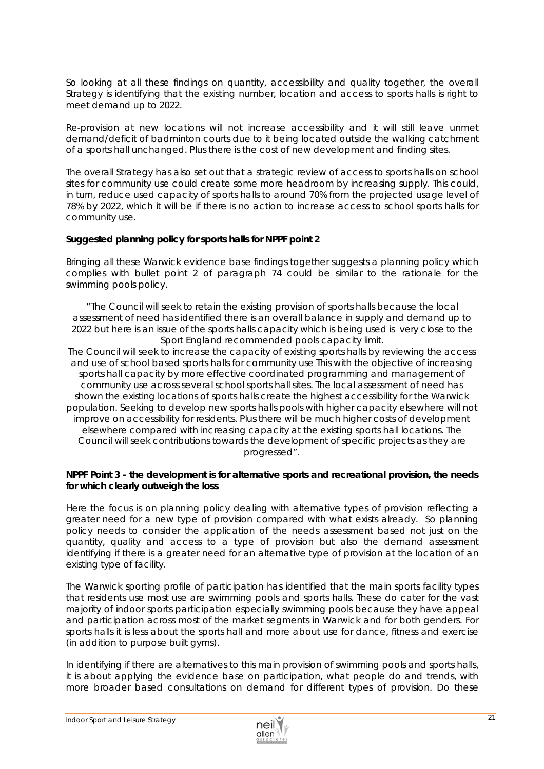So looking at all these findings on quantity, accessibility and quality together, the overall Strategy is identifying that the existing number, location and access to sports halls is right to meet demand up to 2022.

Re-provision at new locations will not increase accessibility and it will still leave unmet demand/deficit of badminton courts due to it being located outside the walking catchment of a sports hall unchanged. Plus there is the cost of new development and finding sites.

The overall Strategy has also set out that a strategic review of access to sports halls on school sites for community use could create some more headroom by increasing supply. This could, in turn, reduce used capacity of sports halls to around 70% from the projected usage level of 78% by 2022, which it will be if there is no action to increase access to school sports halls for community use.

**Suggested planning policy for sports halls for NPPF point 2**

Bringing all these Warwick evidence base findings together suggests a planning policy which complies with bullet point 2 of paragraph 74 could be similar to the rationale for the swimming pools policy.

*"The Council will seek to retain the existing provision of sports halls because the local assessment of need has identified there is an overall balance in supply and demand up to 2022 but here is an issue of the sports halls capacity which is being used is very close to the Sport England recommended pools capacity limit.*
*The Council will seek to increase the capacity of existing sports halls by reviewing the access and use of school based sports halls for community use This with the objective of increasing sports hall capacity by more effective coordinated programming and management of community use across several school sports hall sites. The local assessment of need has shown the existing locations of sports halls create the highest accessibility for the Warwick population. Seeking to develop new sports halls pools with higher capacity elsewhere will not improve on accessibility for residents. Plus there will be much higher costs of development elsewhere compared with increasing capacity at the existing sports hall locations. The Council will seek contributions towards the development of specific projects as they are progressed".*

**NPPF Point 3 - the development is for alternative sports and recreational provision, the needs for which clearly outweigh the loss**

Here the focus is on planning policy dealing with alternative types of provision reflecting a greater need for a new type of provision compared with what exists already. So planning policy needs to consider the application of the needs assessment based not just on the quantity, quality and access to a type of provision but also the demand assessment identifying if there is a greater need for an alternative type of provision at the location of an existing type of facility.

The Warwick sporting profile of participation has identified that the main sports facility types that residents use most use are swimming pools and sports halls. These do cater for the vast majority of indoor sports participation especially swimming pools because they have appeal and participation across most of the market segments in Warwick and for both genders. For sports halls it is less about the sports hall and more about use for dance, fitness and exercise (in addition to purpose built gyms).

In identifying if there are alternatives to this main provision of swimming pools and sports halls, it is about applying the evidence base on participation, what people do and trends, with more broader based consultations on demand for different types of provision. Do these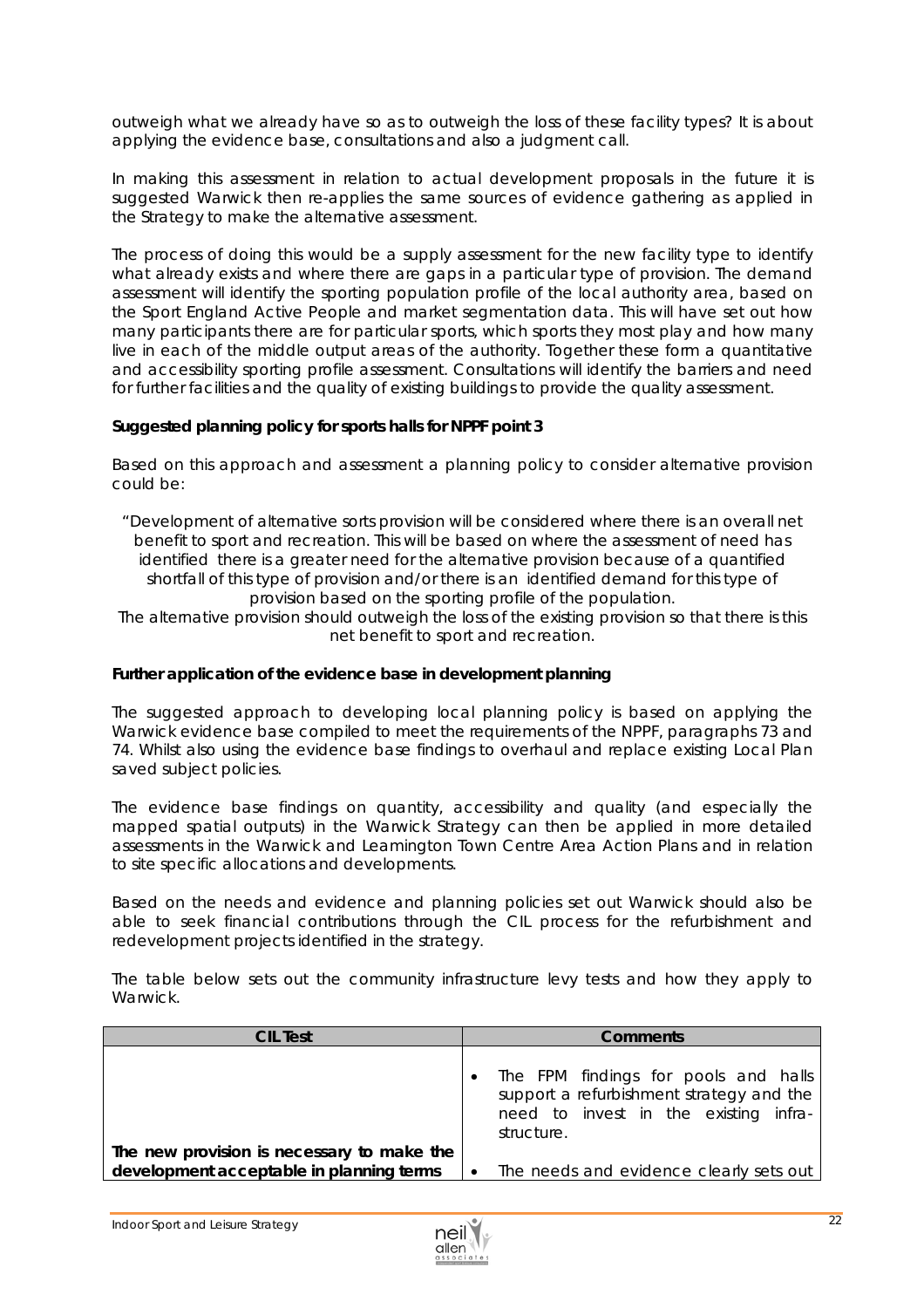outweigh what we already have so as to outweigh the loss of these facility types? It is about applying the evidence base, consultations and also a judgment call.

In making this assessment in relation to actual development proposals in the future it is suggested Warwick then re-applies the same sources of evidence gathering as applied in the Strategy to make the alternative assessment.

The process of doing this would be a supply assessment for the new facility type to identify what already exists and where there are gaps in a particular type of provision. The demand assessment will identify the sporting population profile of the local authority area, based on the Sport England Active People and market segmentation data. This will have set out how many participants there are for particular sports, which sports they most play and how many live in each of the middle output areas of the authority. Together these form a quantitative and accessibility sporting profile assessment. Consultations will identify the barriers and need for further facilities and the quality of existing buildings to provide the quality assessment.

**Suggested planning policy for sports halls for NPPF point 3**

Based on this approach and assessment a planning policy to consider alternative provision could be:

*"Development of alternative sorts provision will be considered where there is an overall net benefit to sport and recreation. This will be based on where the assessment of need has identified there is a greater need for the alternative provision because of a quantified shortfall of this type of provision and/or there is an identified demand for this type of provision based on the sporting profile of the population.*
*The alternative provision should outweigh the loss of the existing provision so that there is this net benefit to sport and recreation.*

**Further application of the evidence base in development planning**

The suggested approach to developing local planning policy is based on applying the Warwick evidence base compiled to meet the requirements of the NPPF, paragraphs 73 and 74. Whilst also using the evidence base findings to overhaul and replace existing Local Plan saved subject policies.

The evidence base findings on quantity, accessibility and quality (and especially the mapped spatial outputs) in the Warwick Strategy can then be applied in more detailed assessments in the Warwick and Leamington Town Centre Area Action Plans and in relation to site specific allocations and developments.

Based on the needs and evidence and planning policies set out Warwick should also be able to seek financial contributions through the CIL process for the refurbishment and redevelopment projects identified in the strategy.

The table below sets out the community infrastructure levy tests and how they apply to Warwick.

| CIL Test | Comments |
|---|---|
| **The new provision is necessary to make the development acceptable in planning terms** | • The FPM findings for pools and halls support a refurbishment strategy and the need to invest in the existing infra-structure.<br>• The needs and evidence clearly sets out |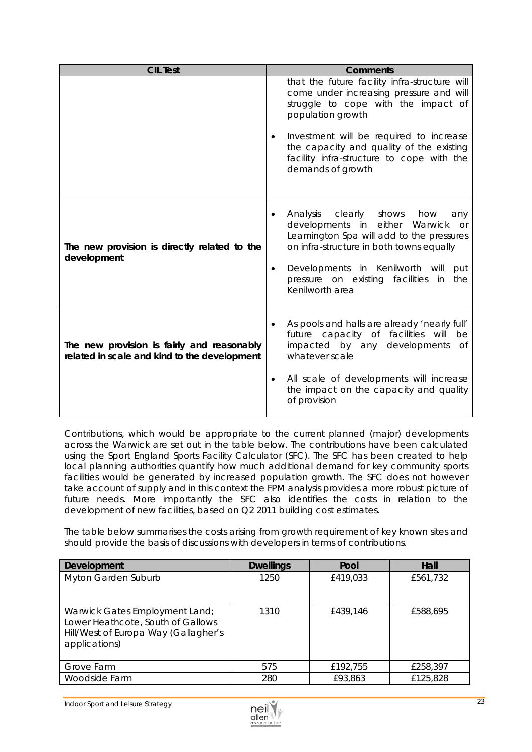| CIL Test | Comments |
|---|---|
| | that the future facility infra-structure will come under increasing pressure and will struggle to cope with the impact of population growth<br><br>• Investment will be required to increase the capacity and quality of the existing facility infra-structure to cope with the demands of growth |
| **The new provision is directly related to the development** | • Analysis clearly shows how any developments in either Warwick or Leamington Spa will add to the pressures on infra-structure in both towns equally<br><br>• Developments in Kenilworth will put pressure on existing facilities in the Kenilworth area |
| **The new provision is fairly and reasonably related in scale and kind to the development** | • As pools and halls are already 'nearly full' future capacity of facilities will be impacted by any developments of whatever scale<br><br>• All scale of developments will increase the impact on the capacity and quality of provision |

Contributions, which would be appropriate to the current planned (major) developments across the Warwick are set out in the table below. The contributions have been calculated using the Sport England Sports Facility Calculator (SFC). The SFC has been created to help local planning authorities quantify how much additional demand for key community sports facilities would be generated by increased population growth. The SFC does not however take account of supply and in this context the FPM analysis provides a more robust picture of future needs. More importantly the SFC also identifies the costs in relation to the development of new facilities, based on Q2 2011 building cost estimates.

The table below summarises the costs arising from growth requirement of key known sites and should provide the basis of discussions with developers in terms of contributions.

| Development | Dwellings | Pool | Hall |
|---|---|---|---|
| Myton Garden Suburb | 1250 | £419,033 | £561,732 |
| Warwick Gates Employment Land; Lower Heathcote, South of Gallows Hill/West of Europa Way (Gallagher's applications) | 1310 | £439,146 | £588,695 |
| Grove Farm | 575 | £192,755 | £258,397 |
| Woodside Farm | 280 | £93,863 | £125,828 |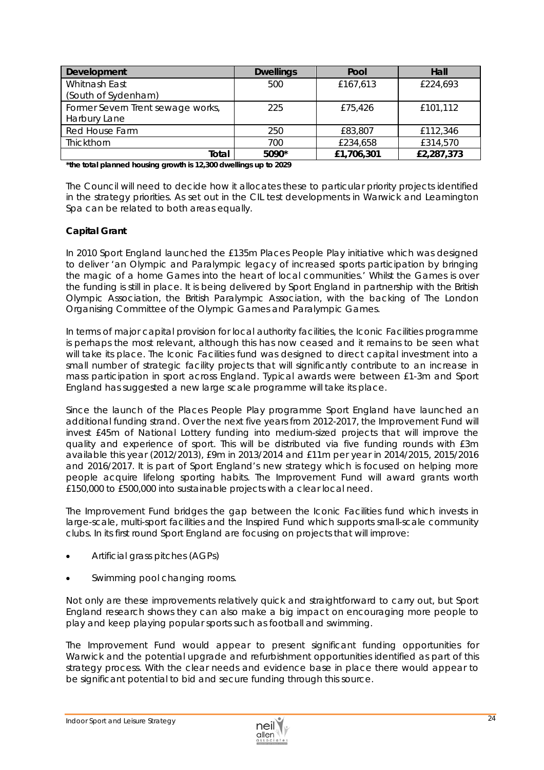| Development | Dwellings | Pool | Hall |
|---|---|---|---|
| Whitnash East (South of Sydenham) | 500 | £167,613 | £224,693 |
| Former Severn Trent sewage works, Harbury Lane | 225 | £75,426 | £101,112 |
| Red House Farm | 250 | £83,807 | £112,346 |
| Thickthorn | 700 | £234,658 | £314,570 |
| Total | 5090* | £1,706,301 | £2,287,373 |

***the total planned housing growth is 12,300 dwellings up to 2029**

The Council will need to decide how it allocates these to particular priority projects identified in the strategy priorities. As set out in the CIL test developments in Warwick and Leamington Spa can be related to both areas equally.

**Capital Grant**

In 2010 Sport England launched the £135m Places People Play initiative which was designed to deliver 'an Olympic and Paralympic legacy of increased sports participation by bringing the magic of a home Games into the heart of local communities.' Whilst the Games is over the funding is still in place. It is being delivered by Sport England in partnership with the British Olympic Association, the British Paralympic Association, with the backing of The London Organising Committee of the Olympic Games and Paralympic Games.

In terms of major capital provision for local authority facilities, the Iconic Facilities programme is perhaps the most relevant, although this has now ceased and it remains to be seen what will take its place. The Iconic Facilities fund was designed to direct capital investment into a small number of strategic facility projects that will significantly contribute to an increase in mass participation in sport across England. Typical awards were between £1-3m and Sport England has suggested a new large scale programme will take its place.

Since the launch of the Places People Play programme Sport England have launched an additional funding strand. Over the next five years from 2012-2017, the Improvement Fund will invest £45m of National Lottery funding into medium-sized projects that will improve the quality and experience of sport. This will be distributed via five funding rounds with £3m available this year (2012/2013), £9m in 2013/2014 and £11m per year in 2014/2015, 2015/2016 and 2016/2017. It is part of Sport England's new strategy which is focused on helping more people acquire lifelong sporting habits. The Improvement Fund will award grants worth £150,000 to £500,000 into sustainable projects with a clear local need.

The Improvement Fund bridges the gap between the Iconic Facilities fund which invests in large-scale, multi-sport facilities and the Inspired Fund which supports small-scale community clubs. In its first round Sport England are focusing on projects that will improve:

- Artificial grass pitches (AGPs)
- Swimming pool changing rooms.

Not only are these improvements relatively quick and straightforward to carry out, but Sport England research shows they can also make a big impact on encouraging more people to play and keep playing popular sports such as football and swimming.

The Improvement Fund would appear to present significant funding opportunities for Warwick and the potential upgrade and refurbishment opportunities identified as part of this strategy process. With the clear needs and evidence base in place there would appear to be significant potential to bid and secure funding through this source.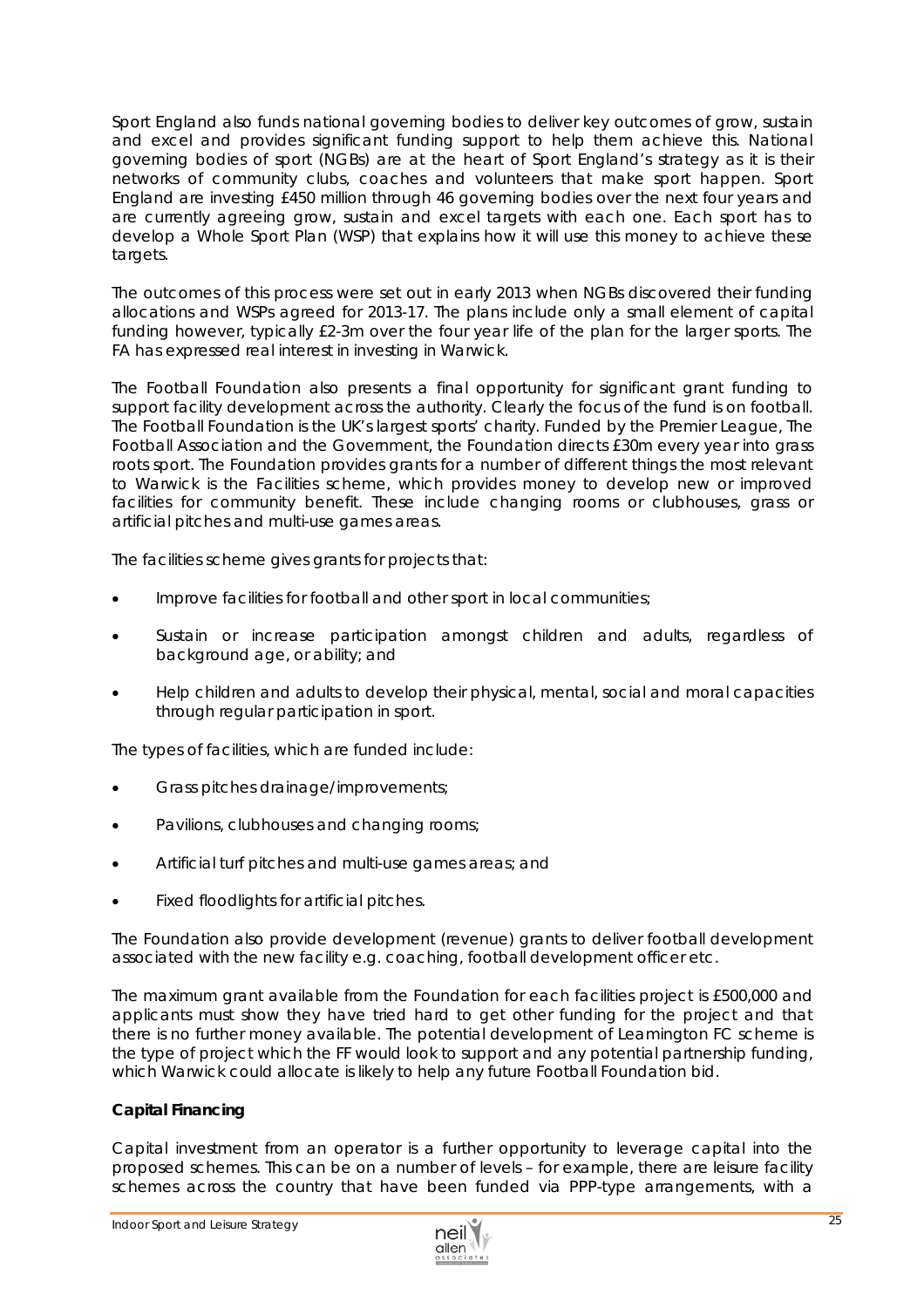Sport England also funds national governing bodies to deliver key outcomes of grow, sustain and excel and provides significant funding support to help them achieve this. National governing bodies of sport (NGBs) are at the heart of Sport England's strategy as it is their networks of community clubs, coaches and volunteers that make sport happen. Sport England are investing £450 million through 46 governing bodies over the next four years and are currently agreeing grow, sustain and excel targets with each one. Each sport has to develop a Whole Sport Plan (WSP) that explains how it will use this money to achieve these targets.

The outcomes of this process were set out in early 2013 when NGBs discovered their funding allocations and WSPs agreed for 2013-17. The plans include only a small element of capital funding however, typically £2-3m over the four year life of the plan for the larger sports. The FA has expressed real interest in investing in Warwick.

The Football Foundation also presents a final opportunity for significant grant funding to support facility development across the authority. Clearly the focus of the fund is on football. The Football Foundation is the UK's largest sports' charity. Funded by the Premier League, The Football Association and the Government, the Foundation directs £30m every year into grass roots sport. The Foundation provides grants for a number of different things the most relevant to Warwick is the Facilities scheme, which provides money to develop new or improved facilities for community benefit. These include changing rooms or clubhouses, grass or artificial pitches and multi-use games areas.

The facilities scheme gives grants for projects that:

- Improve facilities for football and other sport in local communities;
- Sustain or increase participation amongst children and adults, regardless of background age, or ability; and
- Help children and adults to develop their physical, mental, social and moral capacities through regular participation in sport.

The types of facilities, which are funded include:

- Grass pitches drainage/improvements;
- Pavilions, clubhouses and changing rooms;
- Artificial turf pitches and multi-use games areas; and
- Fixed floodlights for artificial pitches.

The Foundation also provide development (revenue) grants to deliver football development associated with the new facility e.g. coaching, football development officer etc.

The maximum grant available from the Foundation for each facilities project is £500,000 and applicants must show they have tried hard to get other funding for the project and that there is no further money available. The potential development of Leamington FC scheme is the type of project which the FF would look to support and any potential partnership funding, which Warwick could allocate is likely to help any future Football Foundation bid.

**Capital Financing**

Capital investment from an operator is a further opportunity to leverage capital into the proposed schemes. This can be on a number of levels – for example, there are leisure facility schemes across the country that have been funded via PPP-type arrangements, with a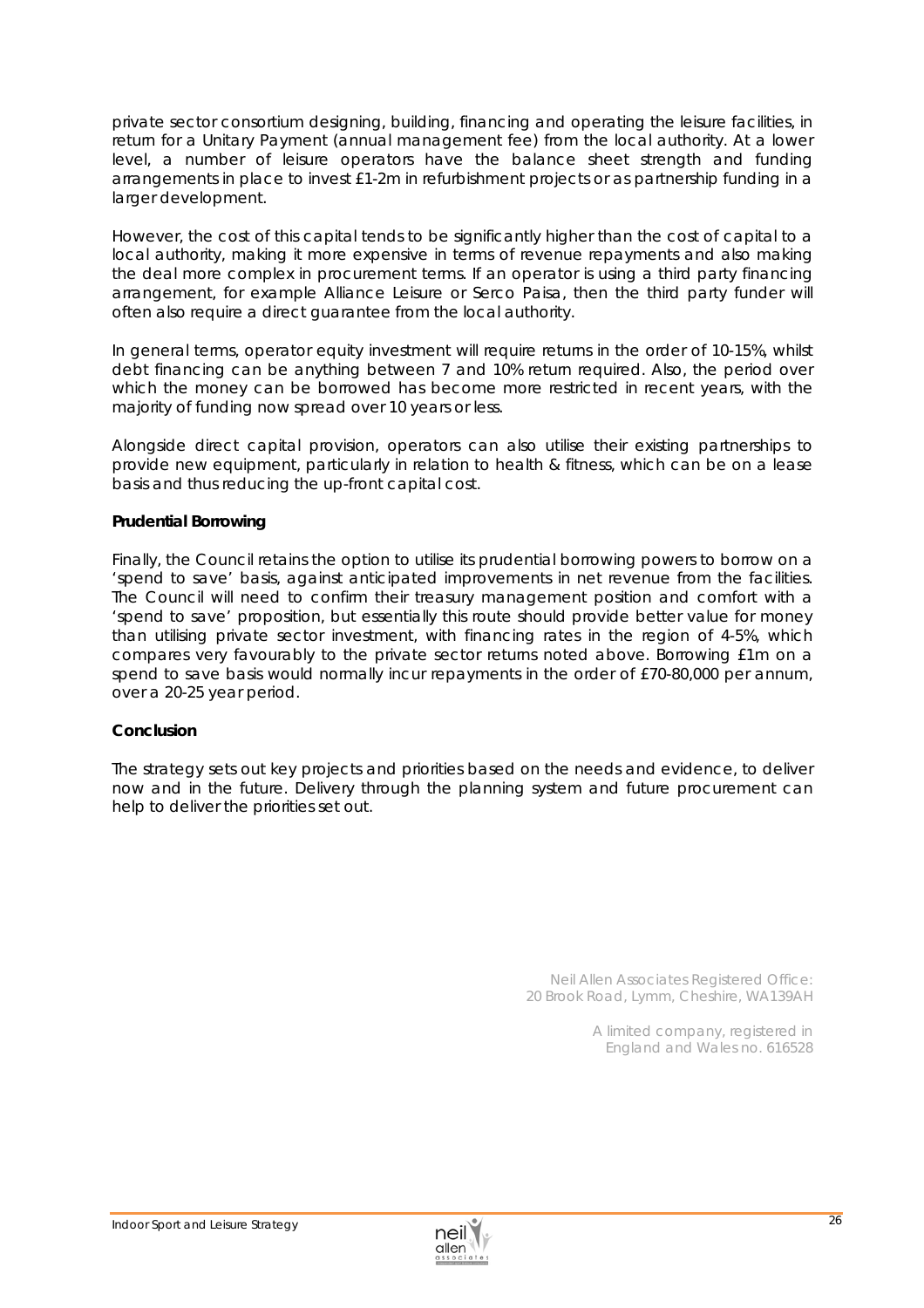private sector consortium designing, building, financing and operating the leisure facilities, in return for a Unitary Payment (annual management fee) from the local authority. At a lower level, a number of leisure operators have the balance sheet strength and funding arrangements in place to invest £1-2m in refurbishment projects or as partnership funding in a larger development.

However, the cost of this capital tends to be significantly higher than the cost of capital to a local authority, making it more expensive in terms of revenue repayments and also making the deal more complex in procurement terms. If an operator is using a third party financing arrangement, for example Alliance Leisure or Serco Paisa, then the third party funder will often also require a direct guarantee from the local authority.

In general terms, operator equity investment will require returns in the order of 10-15%, whilst debt financing can be anything between 7 and 10% return required. Also, the period over which the money can be borrowed has become more restricted in recent years, with the majority of funding now spread over 10 years or less.

Alongside direct capital provision, operators can also utilise their existing partnerships to provide new equipment, particularly in relation to health & fitness, which can be on a lease basis and thus reducing the up-front capital cost.

**Prudential Borrowing**

Finally, the Council retains the option to utilise its prudential borrowing powers to borrow on a 'spend to save' basis, against anticipated improvements in net revenue from the facilities. The Council will need to confirm their treasury management position and comfort with a 'spend to save' proposition, but essentially this route should provide better value for money than utilising private sector investment, with financing rates in the region of 4-5%, which compares very favourably to the private sector returns noted above. Borrowing £1m on a spend to save basis would normally incur repayments in the order of £70-80,000 per annum, over a 20-25 year period.

**Conclusion**

The strategy sets out key projects and priorities based on the needs and evidence, to deliver now and in the future. Delivery through the planning system and future procurement can help to deliver the priorities set out.

Neil Allen Associates Registered Office:
20 Brook Road, Lymm, Cheshire, WA139AH

A limited company, registered in
England and Wales no. 616528